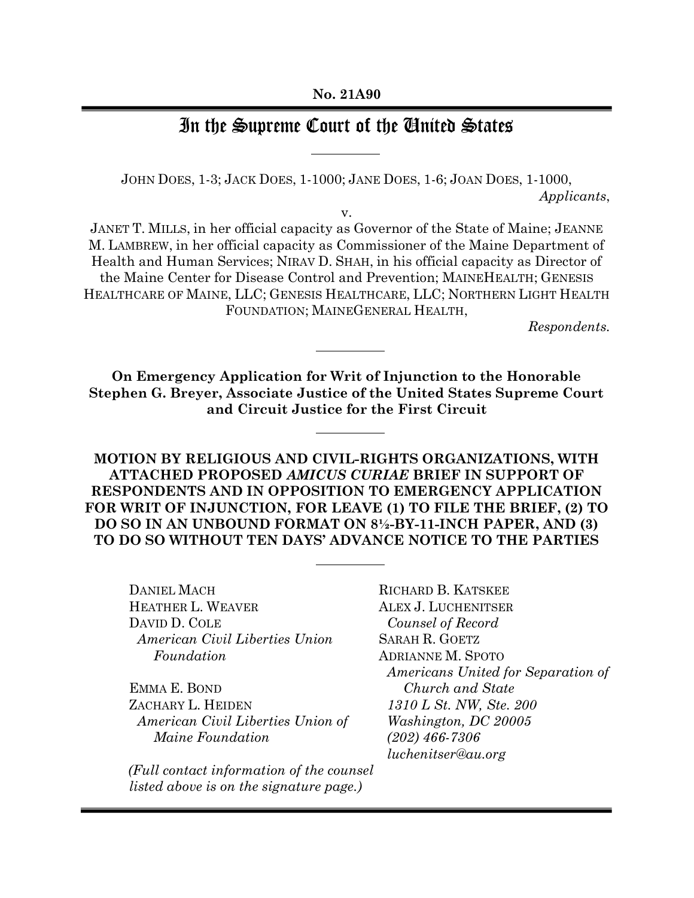**No. 21A90**

# In the Supreme Court of the United States

JOHN DOES, 1-3; JACK DOES, 1-1000; JANE DOES, 1-6; JOAN DOES, 1-1000,
*Applicants*,

v.

JANET T. MILLS, in her official capacity as Governor of the State of Maine; JEANNE M. LAMBREW, in her official capacity as Commissioner of the Maine Department of Health and Human Services; NIRAV D. SHAH, in his official capacity as Director of the Maine Center for Disease Control and Prevention; MAINEHEALTH; GENESIS HEALTHCARE OF MAINE, LLC; GENESIS HEALTHCARE, LLC; NORTHERN LIGHT HEALTH FOUNDATION; MAINEGENERAL HEALTH,
*Respondents.*

**On Emergency Application for Writ of Injunction to the Honorable Stephen G. Breyer, Associate Justice of the United States Supreme Court and Circuit Justice for the First Circuit**

**MOTION BY RELIGIOUS AND CIVIL-RIGHTS ORGANIZATIONS, WITH ATTACHED PROPOSED *AMICUS CURIAE* BRIEF IN SUPPORT OF RESPONDENTS AND IN OPPOSITION TO EMERGENCY APPLICATION FOR WRIT OF INJUNCTION, FOR LEAVE (1) TO FILE THE BRIEF, (2) TO DO SO IN AN UNBOUND FORMAT ON 8½-BY-11-INCH PAPER, AND (3) TO DO SO WITHOUT TEN DAYS' ADVANCE NOTICE TO THE PARTIES**

DANIEL MACH
HEATHER L. WEAVER
DAVID D. COLE
*American Civil Liberties Union Foundation*

EMMA E. BOND
ZACHARY L. HEIDEN
*American Civil Liberties Union of Maine Foundation*

*(Full contact information of the counsel listed above is on the signature page.)*

RICHARD B. KATSKEE
ALEX J. LUCHENITSER
*Counsel of Record*
SARAH R. GOETZ
ADRIANNE M. SPOTO
*Americans United for Separation of Church and State*
*1310 L St. NW, Ste. 200*
*Washington, DC 20005*
*(202) 466-7306*
*luchenitser@au.org*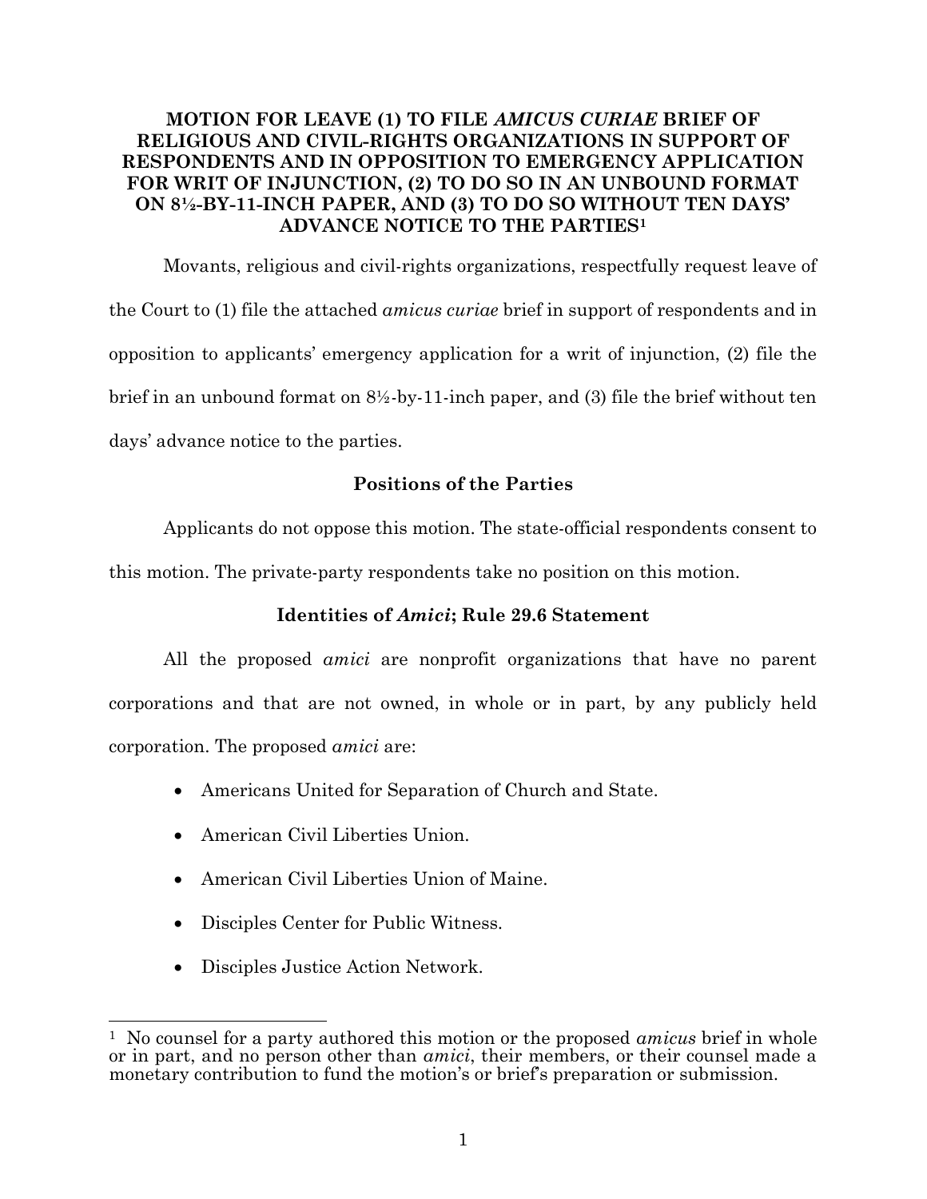# MOTION FOR LEAVE (1) TO FILE *AMICUS CURIAE* BRIEF OF RELIGIOUS AND CIVIL-RIGHTS ORGANIZATIONS IN SUPPORT OF RESPONDENTS AND IN OPPOSITION TO EMERGENCY APPLICATION FOR WRIT OF INJUNCTION, (2) TO DO SO IN AN UNBOUND FORMAT ON 8½-BY-11-INCH PAPER, AND (3) TO DO SO WITHOUT TEN DAYS' ADVANCE NOTICE TO THE PARTIES[1]

Movants, religious and civil-rights organizations, respectfully request leave of the Court to (1) file the attached *amicus curiae* brief in support of respondents and in opposition to applicants' emergency application for a writ of injunction, (2) file the brief in an unbound format on 8½-by-11-inch paper, and (3) file the brief without ten days' advance notice to the parties.

## Positions of the Parties

Applicants do not oppose this motion. The state-official respondents consent to this motion. The private-party respondents take no position on this motion.

## Identities of *Amici*; Rule 29.6 Statement

All the proposed *amici* are nonprofit organizations that have no parent corporations and that are not owned, in whole or in part, by any publicly held corporation. The proposed *amici* are:

- Americans United for Separation of Church and State.
- American Civil Liberties Union.
- American Civil Liberties Union of Maine.
- Disciples Center for Public Witness.
- Disciples Justice Action Network.

---

[1] No counsel for a party authored this motion or the proposed *amicus* brief in whole or in part, and no person other than *amici*, their members, or their counsel made a monetary contribution to fund the motion's or brief's preparation or submission.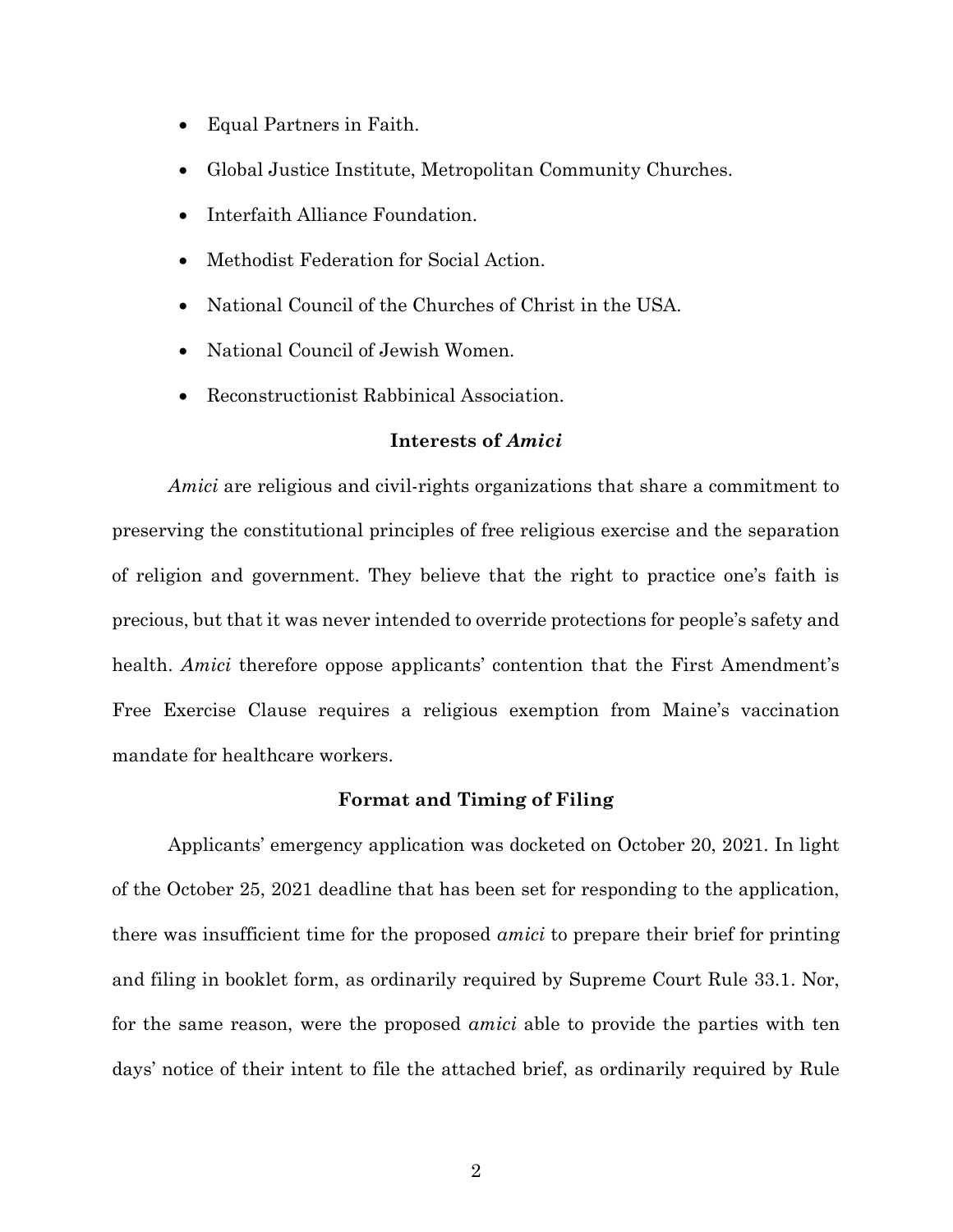- Equal Partners in Faith.
- Global Justice Institute, Metropolitan Community Churches.
- Interfaith Alliance Foundation.
- Methodist Federation for Social Action.
- National Council of the Churches of Christ in the USA.
- National Council of Jewish Women.
- Reconstructionist Rabbinical Association.

**Interests of *Amici***

*Amici* are religious and civil-rights organizations that share a commitment to preserving the constitutional principles of free religious exercise and the separation of religion and government. They believe that the right to practice one's faith is precious, but that it was never intended to override protections for people's safety and health. *Amici* therefore oppose applicants' contention that the First Amendment's Free Exercise Clause requires a religious exemption from Maine's vaccination mandate for healthcare workers.

**Format and Timing of Filing**

Applicants' emergency application was docketed on October 20, 2021. In light of the October 25, 2021 deadline that has been set for responding to the application, there was insufficient time for the proposed *amici* to prepare their brief for printing and filing in booklet form, as ordinarily required by Supreme Court Rule 33.1. Nor, for the same reason, were the proposed *amici* able to provide the parties with ten days' notice of their intent to file the attached brief, as ordinarily required by Rule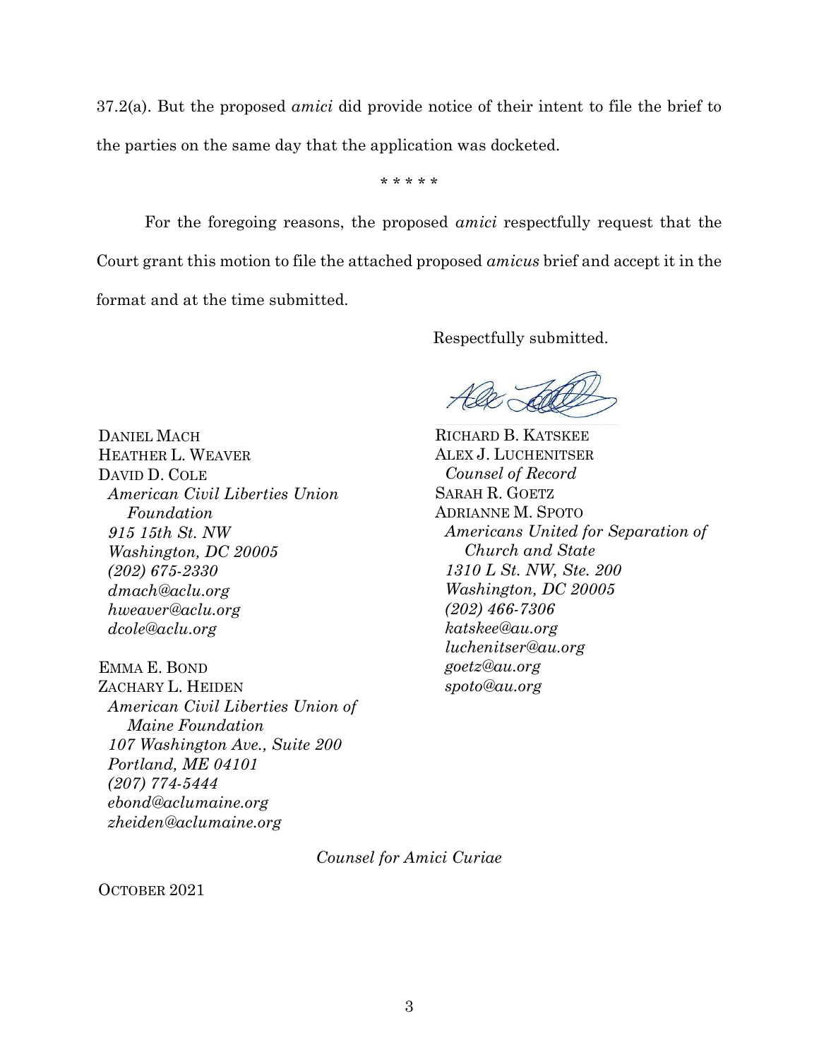37.2(a). But the proposed *amici* did provide notice of their intent to file the brief to the parties on the same day that the application was docketed.

\* \* \* \* \*

For the foregoing reasons, the proposed *amici* respectfully request that the Court grant this motion to file the attached proposed *amicus* brief and accept it in the format and at the time submitted.

Respectfully submitted.

RICHARD B. KATSKEE
ALEX J. LUCHENITSER
*Counsel of Record*
SARAH R. GOETZ
ADRIANNE M. SPOTO
*Americans United for Separation of Church and State*
*1310 L St. NW, Ste. 200*
*Washington, DC 20005*
*(202) 466-7306*
*katskee@au.org*
*luchenitser@au.org*
*goetz@au.org*
*spoto@au.org*

DANIEL MACH
HEATHER L. WEAVER
DAVID D. COLE
*American Civil Liberties Union Foundation*
*915 15th St. NW*
*Washington, DC 20005*
*(202) 675-2330*
*dmach@aclu.org*
*hweaver@aclu.org*
*dcole@aclu.org*

EMMA E. BOND
ZACHARY L. HEIDEN
*American Civil Liberties Union of Maine Foundation*
*107 Washington Ave., Suite 200*
*Portland, ME 04101*
*(207) 774-5444*
*ebond@aclumaine.org*
*zheiden@aclumaine.org*

*Counsel for Amici Curiae*

OCTOBER 2021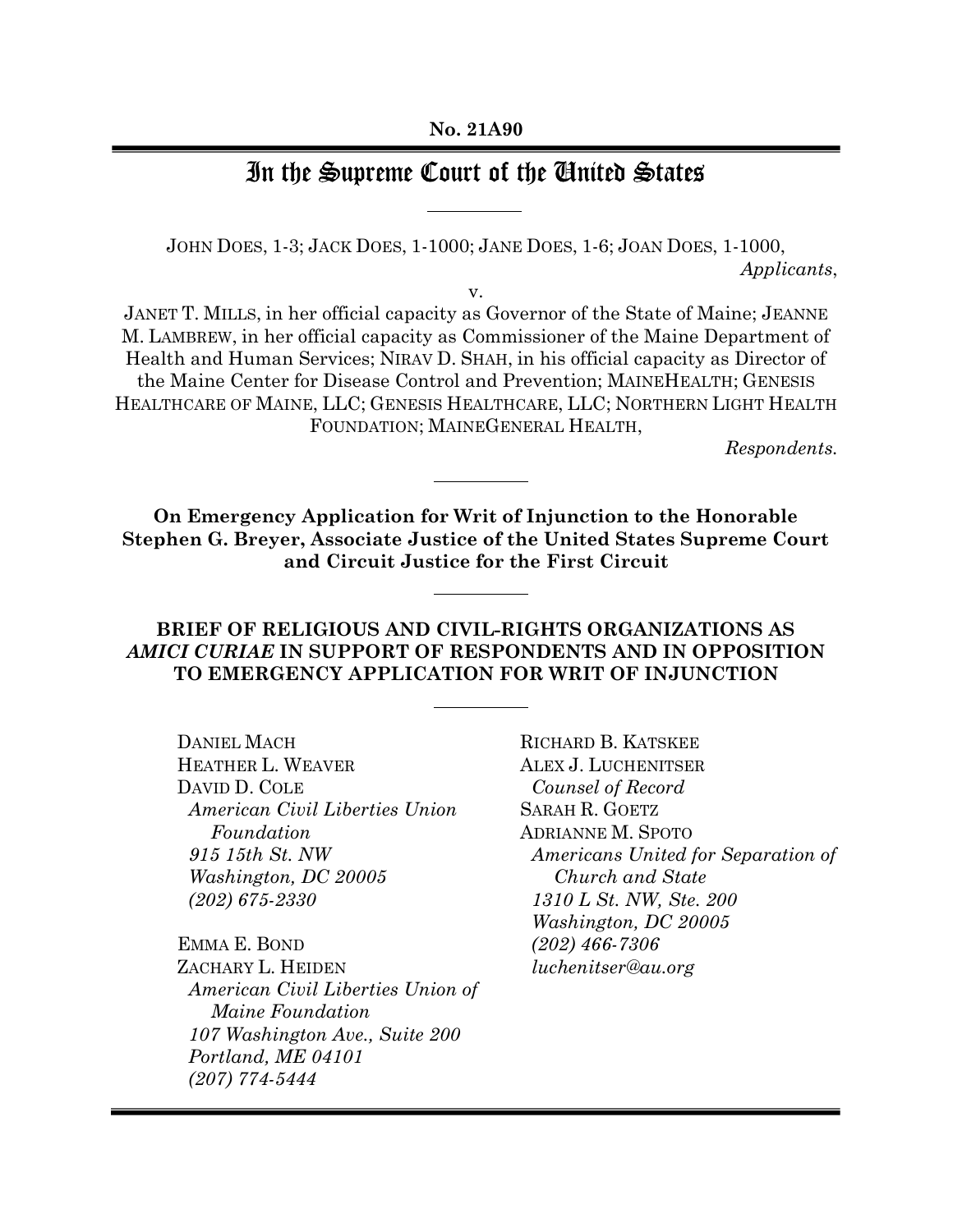**No. 21A90**

# In the Supreme Court of the United States

JOHN DOES, 1-3; JACK DOES, 1-1000; JANE DOES, 1-6; JOAN DOES, 1-1000,
*Applicants*,

v.

JANET T. MILLS, in her official capacity as Governor of the State of Maine; JEANNE M. LAMBREW, in her official capacity as Commissioner of the Maine Department of Health and Human Services; NIRAV D. SHAH, in his official capacity as Director of the Maine Center for Disease Control and Prevention; MAINEHEALTH; GENESIS HEALTHCARE OF MAINE, LLC; GENESIS HEALTHCARE, LLC; NORTHERN LIGHT HEALTH FOUNDATION; MAINEGENERAL HEALTH,
*Respondents.*

**On Emergency Application for Writ of Injunction to the Honorable Stephen G. Breyer, Associate Justice of the United States Supreme Court and Circuit Justice for the First Circuit**

**BRIEF OF RELIGIOUS AND CIVIL-RIGHTS ORGANIZATIONS AS *AMICI CURIAE* IN SUPPORT OF RESPONDENTS AND IN OPPOSITION TO EMERGENCY APPLICATION FOR WRIT OF INJUNCTION**

DANIEL MACH
HEATHER L. WEAVER
DAVID D. COLE
*American Civil Liberties Union Foundation*
*915 15th St. NW*
*Washington, DC 20005*
*(202) 675-2330*

EMMA E. BOND
ZACHARY L. HEIDEN
*American Civil Liberties Union of Maine Foundation*
*107 Washington Ave., Suite 200*
*Portland, ME 04101*
*(207) 774-5444*

RICHARD B. KATSKEE
ALEX J. LUCHENITSER
*Counsel of Record*
SARAH R. GOETZ
ADRIANNE M. SPOTO
*Americans United for Separation of Church and State*
*1310 L St. NW, Ste. 200*
*Washington, DC 20005*
*(202) 466-7306*
*luchenitser@au.org*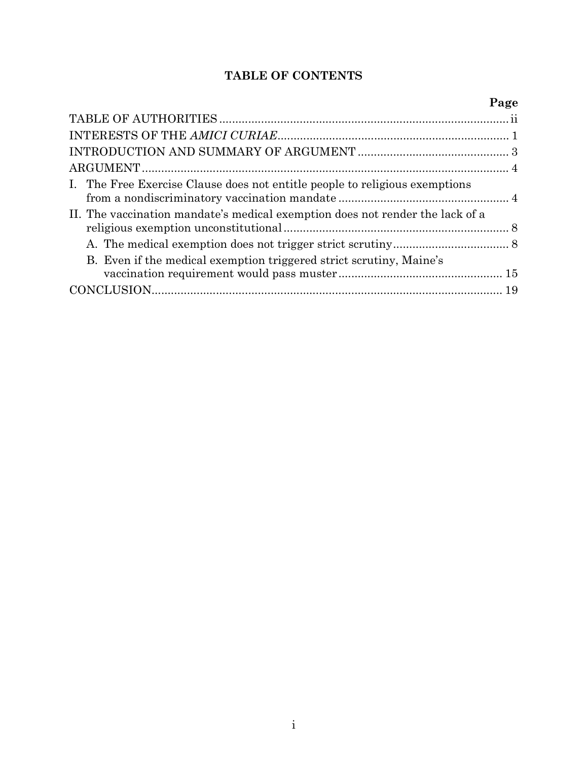# TABLE OF CONTENTS

| | Page |
|---|---|
| TABLE OF AUTHORITIES | ii |
| INTERESTS OF THE *AMICI CURIAE* | 1 |
| INTRODUCTION AND SUMMARY OF ARGUMENT | 3 |
| ARGUMENT | 4 |
| I. The Free Exercise Clause does not entitle people to religious exemptions from a nondiscriminatory vaccination mandate | 4 |
| II. The vaccination mandate's medical exemption does not render the lack of a religious exemption unconstitutional | 8 |
| A. The medical exemption does not trigger strict scrutiny | 8 |
| B. Even if the medical exemption triggered strict scrutiny, Maine's vaccination requirement would pass muster | 15 |
| CONCLUSION | 19 |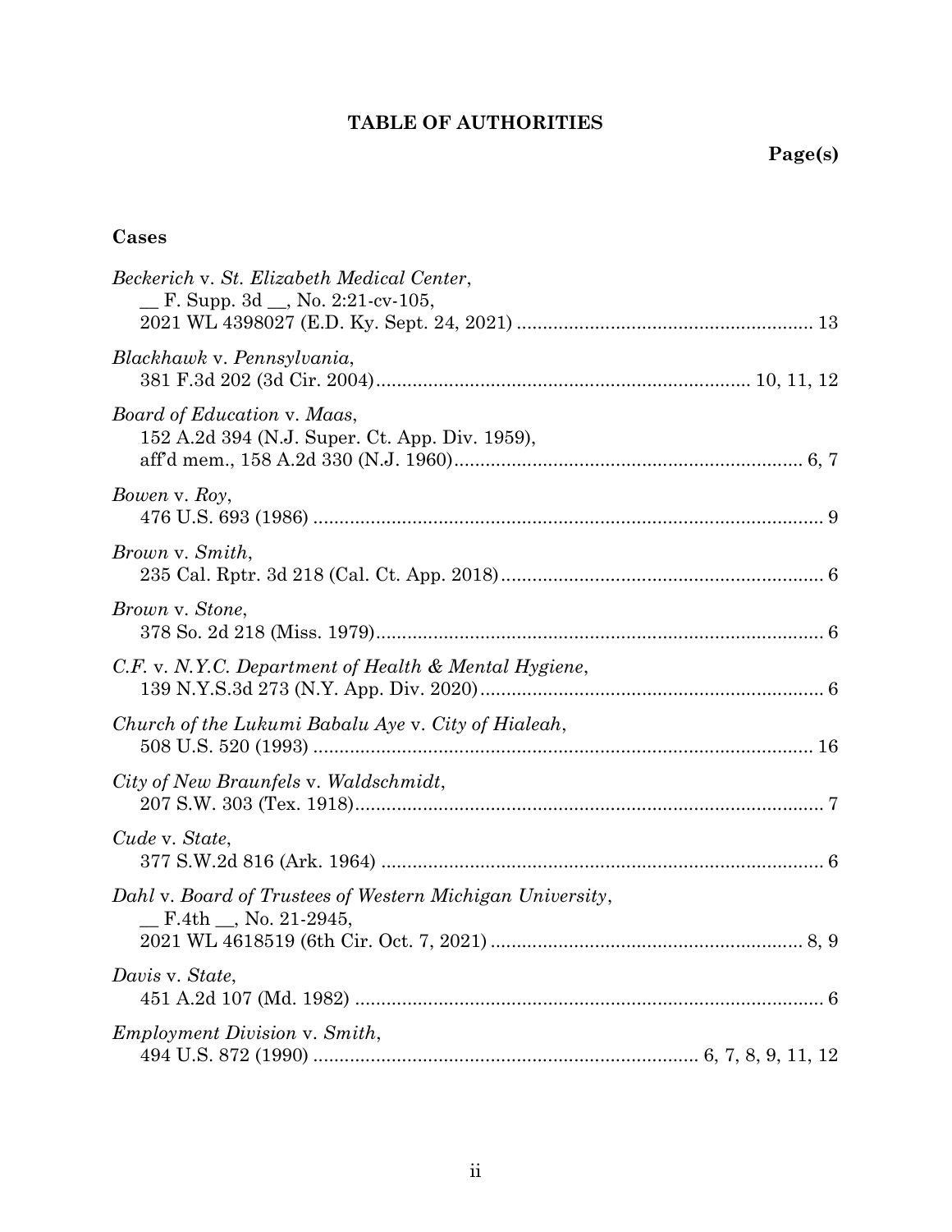# TABLE OF AUTHORITIES

**Page(s)**

## Cases

*Beckerich* v. *St. Elizabeth Medical Center*,
__ F. Supp. 3d __, No. 2:21-cv-105,
2021 WL 4398027 (E.D. Ky. Sept. 24, 2021) .......................................................... 13

*Blackhawk* v. *Pennsylvania*,
381 F.3d 202 (3d Cir. 2004)....................................................................... 10, 11, 12

*Board of Education* v. *Maas*,
152 A.2d 394 (N.J. Super. Ct. App. Div. 1959),
aff'd mem., 158 A.2d 330 (N.J. 1960)................................................................... 6, 7

*Bowen* v. *Roy*,
476 U.S. 693 (1986) .................................................................................................. 9

*Brown* v. *Smith*,
235 Cal. Rptr. 3d 218 (Cal. Ct. App. 2018)............................................................. 6

*Brown* v. *Stone*,
378 So. 2d 218 (Miss. 1979)...................................................................................... 6

*C.F.* v. *N.Y.C. Department of Health & Mental Hygiene*,
139 N.Y.S.3d 273 (N.Y. App. Div. 2020).................................................................. 6

*Church of the Lukumi Babalu Aye* v. *City of Hialeah*,
508 U.S. 520 (1993) ................................................................................................ 16

*City of New Braunfels* v. *Waldschmidt*,
207 S.W. 303 (Tex. 1918)........................................................................................... 7

*Cude* v. *State*,
377 S.W.2d 816 (Ark. 1964) ..................................................................................... 6

*Dahl* v. *Board of Trustees of Western Michigan University*,
__ F.4th __, No. 21-2945,
2021 WL 4618519 (6th Cir. Oct. 7, 2021) ............................................................ 8, 9

*Davis* v. *State*,
451 A.2d 107 (Md. 1982) ........................................................................................... 6

*Employment Division* v. *Smith*,
494 U.S. 872 (1990) ......................................................................... 6, 7, 8, 9, 11, 12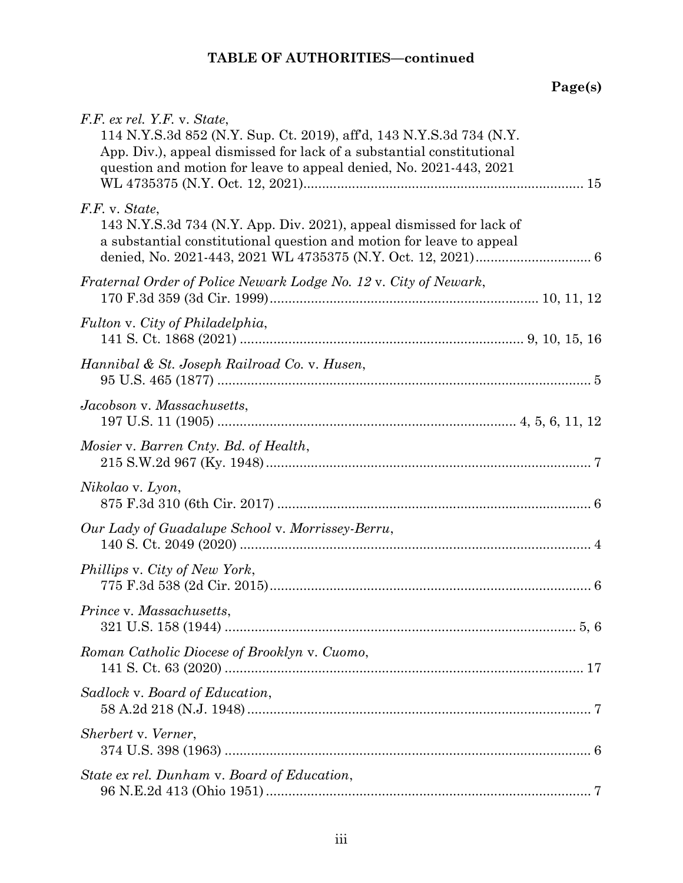## TABLE OF AUTHORITIES—continued

**Page(s)**

*F.F. ex rel. Y.F.* v. *State*,
114 N.Y.S.3d 852 (N.Y. Sup. Ct. 2019), aff'd, 143 N.Y.S.3d 734 (N.Y. App. Div.), appeal dismissed for lack of a substantial constitutional question and motion for leave to appeal denied, No. 2021-443, 2021 WL 4735375 (N.Y. Oct. 12, 2021)........................................................................... 15

*F.F.* v. *State*,
143 N.Y.S.3d 734 (N.Y. App. Div. 2021), appeal dismissed for lack of a substantial constitutional question and motion for leave to appeal denied, No. 2021-443, 2021 WL 4735375 (N.Y. Oct. 12, 2021)............................... 6

*Fraternal Order of Police Newark Lodge No. 12* v. *City of Newark*,
170 F.3d 359 (3d Cir. 1999)....................................................................... 10, 11, 12

*Fulton* v. *City of Philadelphia*,
141 S. Ct. 1868 (2021) ........................................................................... 9, 10, 15, 16

*Hannibal & St. Joseph Railroad Co.* v. *Husen*,
95 U.S. 465 (1877) .................................................................................................... 5

*Jacobson* v. *Massachusetts*,
197 U.S. 11 (1905) ............................................................................... 4, 5, 6, 11, 12

*Mosier* v. *Barren Cnty. Bd. of Health*,
215 S.W.2d 967 (Ky. 1948)...................................................................................... 7

*Nikolao* v. *Lyon*,
875 F.3d 310 (6th Cir. 2017) .................................................................................... 6

*Our Lady of Guadalupe School* v. *Morrissey-Berru*,
140 S. Ct. 2049 (2020) .............................................................................................. 4

*Phillips* v. *City of New York*,
775 F.3d 538 (2d Cir. 2015)...................................................................................... 6

*Prince* v. *Massachusetts*,
321 U.S. 158 (1944) .............................................................................................. 5, 6

*Roman Catholic Diocese of Brooklyn* v. *Cuomo*,
141 S. Ct. 63 (2020) ................................................................................................ 17

*Sadlock* v. *Board of Education*,
58 A.2d 218 (N.J. 1948)............................................................................................ 7

*Sherbert* v. *Verner*,
374 U.S. 398 (1963) .................................................................................................. 6

*State ex rel. Dunham* v. *Board of Education*,
96 N.E.2d 413 (Ohio 1951)....................................................................................... 7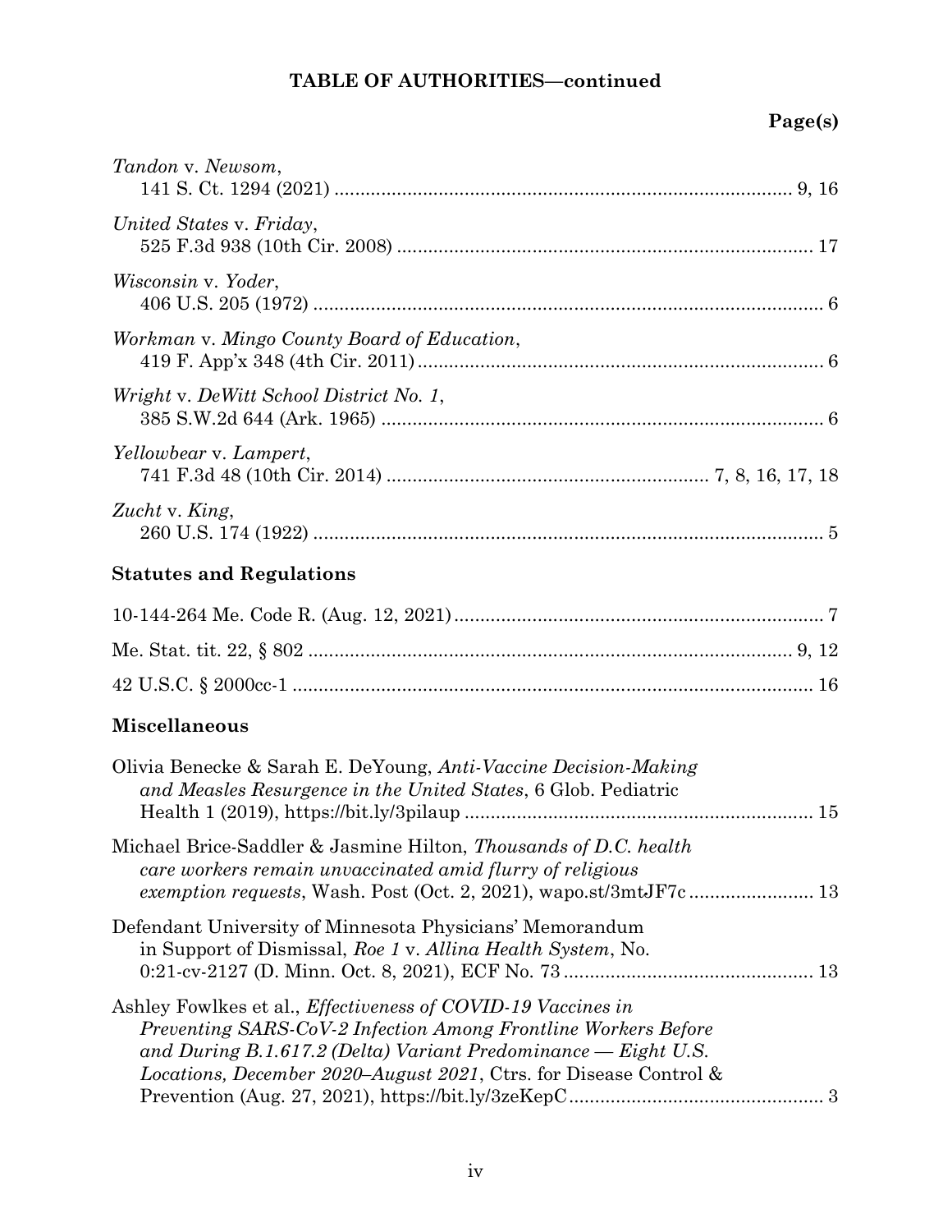**TABLE OF AUTHORITIES—continued**

**Page(s)**

*Tandon* v. *Newsom*,
141 S. Ct. 1294 (2021) ........................................................................................ 9, 16

*United States* v. *Friday*,
525 F.3d 938 (10th Cir. 2008) ............................................................................... 17

*Wisconsin* v. *Yoder*,
406 U.S. 205 (1972) ................................................................................................. 6

*Workman* v. *Mingo County Board of Education*,
419 F. App'x 348 (4th Cir. 2011) ............................................................................. 6

*Wright* v. *DeWitt School District No. 1*,
385 S.W.2d 644 (Ark. 1965) .................................................................................... 6

*Yellowbear* v. *Lampert*,
741 F.3d 48 (10th Cir. 2014) .............................................................. 7, 8, 16, 17, 18

*Zucht* v. *King*,
260 U.S. 174 (1922) ................................................................................................. 5

**Statutes and Regulations**

10-144-264 Me. Code R. (Aug. 12, 2021) ....................................................................... 7

Me. Stat. tit. 22, § 802 ............................................................................................ 9, 12

42 U.S.C. § 2000cc-1 .................................................................................................... 16

**Miscellaneous**

Olivia Benecke & Sarah E. DeYoung, *Anti-Vaccine Decision-Making and Measles Resurgence in the United States*, 6 Glob. Pediatric Health 1 (2019), https://bit.ly/3pilaup ................................................................... 15

Michael Brice-Saddler & Jasmine Hilton, *Thousands of D.C. health care workers remain unvaccinated amid flurry of religious exemption requests*, Wash. Post (Oct. 2, 2021), wapo.st/3mtJF7c ........................ 13

Defendant University of Minnesota Physicians' Memorandum in Support of Dismissal, *Roe 1* v. *Allina Health System*, No. 0:21-cv-2127 (D. Minn. Oct. 8, 2021), ECF No. 73 ................................................ 13

Ashley Fowlkes et al., *Effectiveness of COVID-19 Vaccines in Preventing SARS-CoV-2 Infection Among Frontline Workers Before and During B.1.617.2 (Delta) Variant Predominance — Eight U.S. Locations, December 2020–August 2021*, Ctrs. for Disease Control & Prevention (Aug. 27, 2021), https://bit.ly/3zeKepC ................................................. 3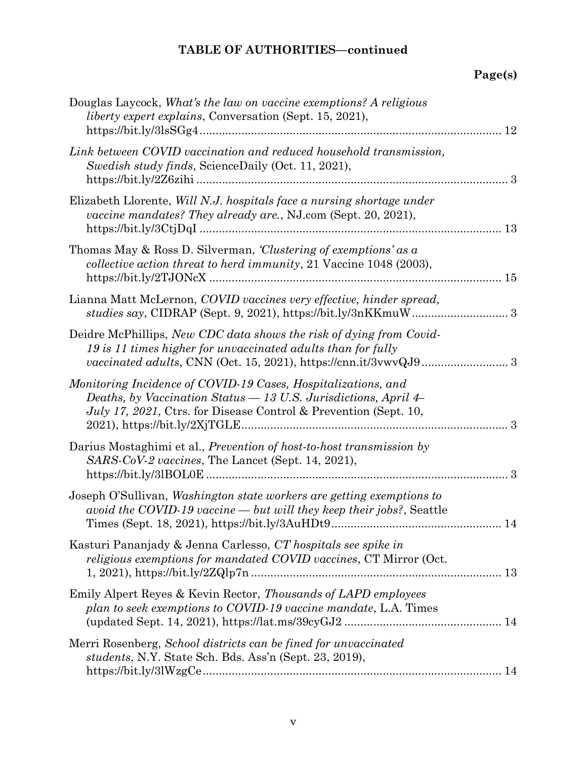**TABLE OF AUTHORITIES—continued**

**Page(s)**

Douglas Laycock, *What's the law on vaccine exemptions? A religious liberty expert explains*, Conversation (Sept. 15, 2021), https://bit.ly/3lsSGg4 .......... 12

*Link between COVID vaccination and reduced household transmission, Swedish study finds*, ScienceDaily (Oct. 11, 2021), https://bit.ly/2Z6zihi .......... 3

Elizabeth Llorente, *Will N.J. hospitals face a nursing shortage under vaccine mandates? They already are.*, NJ.com (Sept. 20, 2021), https://bit.ly/3CtjDqI .......... 13

Thomas May & Ross D. Silverman, *'Clustering of exemptions' as a collective action threat to herd immunity*, 21 Vaccine 1048 (2003), https://bit.ly/2TJONcX .......... 15

Lianna Matt McLernon, *COVID vaccines very effective, hinder spread, studies say*, CIDRAP (Sept. 9, 2021), https://bit.ly/3nKKmuW .......... 3

Deidre McPhillips, *New CDC data shows the risk of dying from Covid-19 is 11 times higher for unvaccinated adults than for fully vaccinated adults*, CNN (Oct. 15, 2021), https://cnn.it/3vwvQJ9 .......... 3

*Monitoring Incidence of COVID-19 Cases, Hospitalizations, and Deaths, by Vaccination Status — 13 U.S. Jurisdictions, April 4–July 17, 2021*, Ctrs. for Disease Control & Prevention (Sept. 10, 2021), https://bit.ly/2XjTGLE .......... 3

Darius Mostaghimi et al., *Prevention of host-to-host transmission by SARS-CoV-2 vaccines*, The Lancet (Sept. 14, 2021), https://bit.ly/3lBOL0E .......... 3

Joseph O'Sullivan, *Washington state workers are getting exemptions to avoid the COVID-19 vaccine — but will they keep their jobs?*, Seattle Times (Sept. 18, 2021), https://bit.ly/3AuHDt9 .......... 14

Kasturi Pananjady & Jenna Carlesso, *CT hospitals see spike in religious exemptions for mandated COVID vaccines*, CT Mirror (Oct. 1, 2021), https://bit.ly/2ZQlp7n .......... 13

Emily Alpert Reyes & Kevin Rector, *Thousands of LAPD employees plan to seek exemptions to COVID-19 vaccine mandate*, L.A. Times (updated Sept. 14, 2021), https://lat.ms/39cyGJ2 .......... 14

Merri Rosenberg, *School districts can be fined for unvaccinated students*, N.Y. State Sch. Bds. Ass'n (Sept. 23, 2019), https://bit.ly/3lWzgCe .......... 14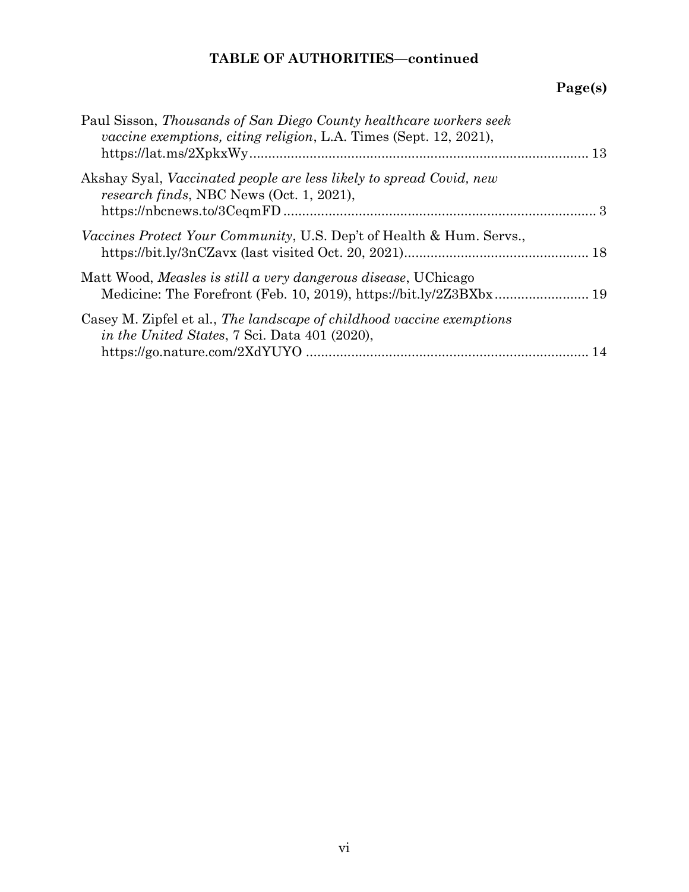**TABLE OF AUTHORITIES—continued**

**Page(s)**

Paul Sisson, *Thousands of San Diego County healthcare workers seek vaccine exemptions, citing religion*, L.A. Times (Sept. 12, 2021), https://lat.ms/2XpkxWy ........................................................................................ 13

Akshay Syal, *Vaccinated people are less likely to spread Covid, new research finds*, NBC News (Oct. 1, 2021), https://nbcnews.to/3CeqmFD ................................................................................... 3

*Vaccines Protect Your Community*, U.S. Dep't of Health & Hum. Servs., https://bit.ly/3nCZavx (last visited Oct. 20, 2021)................................................ 18

Matt Wood, *Measles is still a very dangerous disease*, UChicago Medicine: The Forefront (Feb. 10, 2019), https://bit.ly/2Z3BXbx......................... 19

Casey M. Zipfel et al., *The landscape of childhood vaccine exemptions in the United States*, 7 Sci. Data 401 (2020), https://go.nature.com/2XdYUYO .......................................................................... 14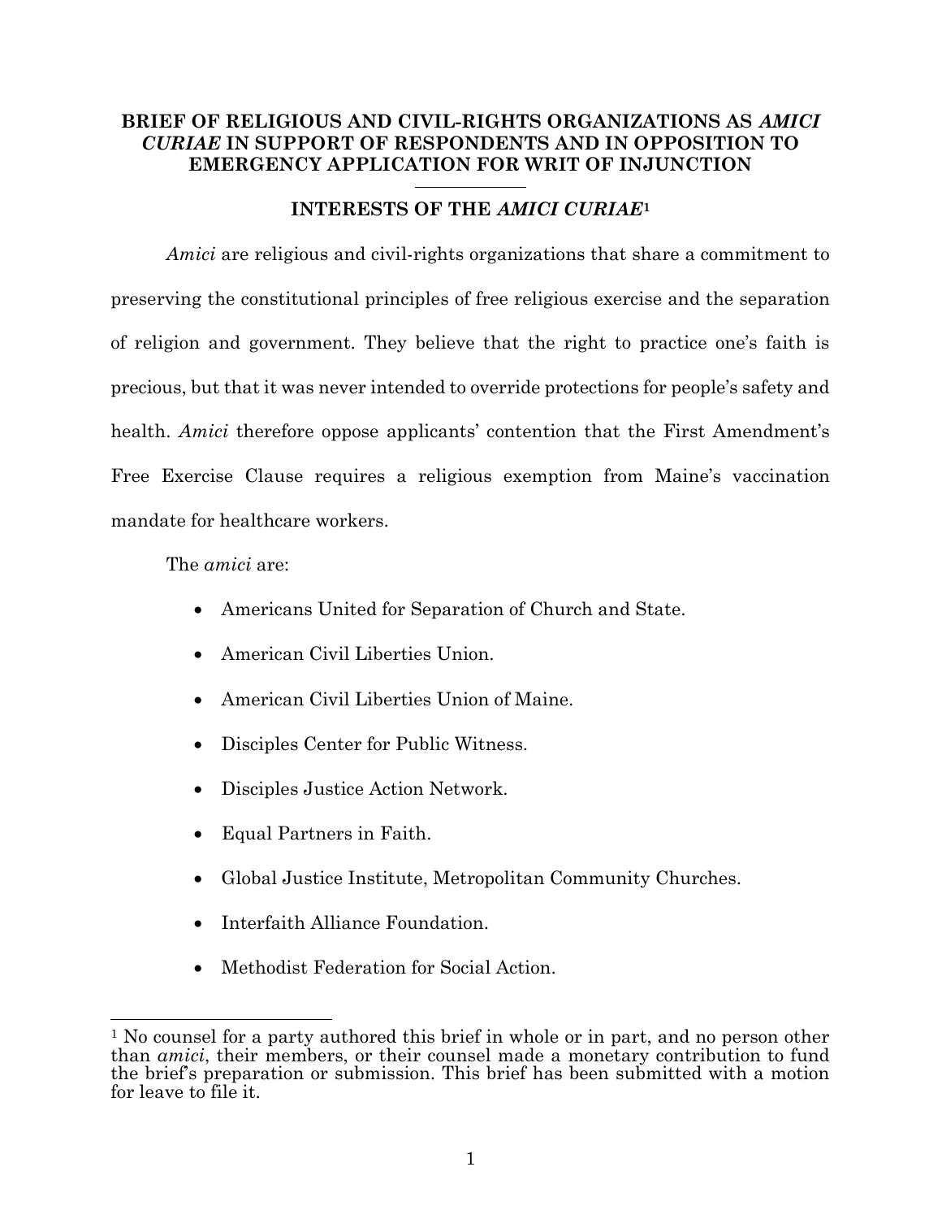**BRIEF OF RELIGIOUS AND CIVIL-RIGHTS ORGANIZATIONS AS *AMICI CURIAE* IN SUPPORT OF RESPONDENTS AND IN OPPOSITION TO EMERGENCY APPLICATION FOR WRIT OF INJUNCTION**

## INTERESTS OF THE *AMICI CURIAE*[1]

*Amici* are religious and civil-rights organizations that share a commitment to preserving the constitutional principles of free religious exercise and the separation of religion and government. They believe that the right to practice one's faith is precious, but that it was never intended to override protections for people's safety and health. *Amici* therefore oppose applicants' contention that the First Amendment's Free Exercise Clause requires a religious exemption from Maine's vaccination mandate for healthcare workers.

The *amici* are:

- Americans United for Separation of Church and State.
- American Civil Liberties Union.
- American Civil Liberties Union of Maine.
- Disciples Center for Public Witness.
- Disciples Justice Action Network.
- Equal Partners in Faith.
- Global Justice Institute, Metropolitan Community Churches.
- Interfaith Alliance Foundation.
- Methodist Federation for Social Action.

[1] No counsel for a party authored this brief in whole or in part, and no person other than *amici*, their members, or their counsel made a monetary contribution to fund the brief's preparation or submission. This brief has been submitted with a motion for leave to file it.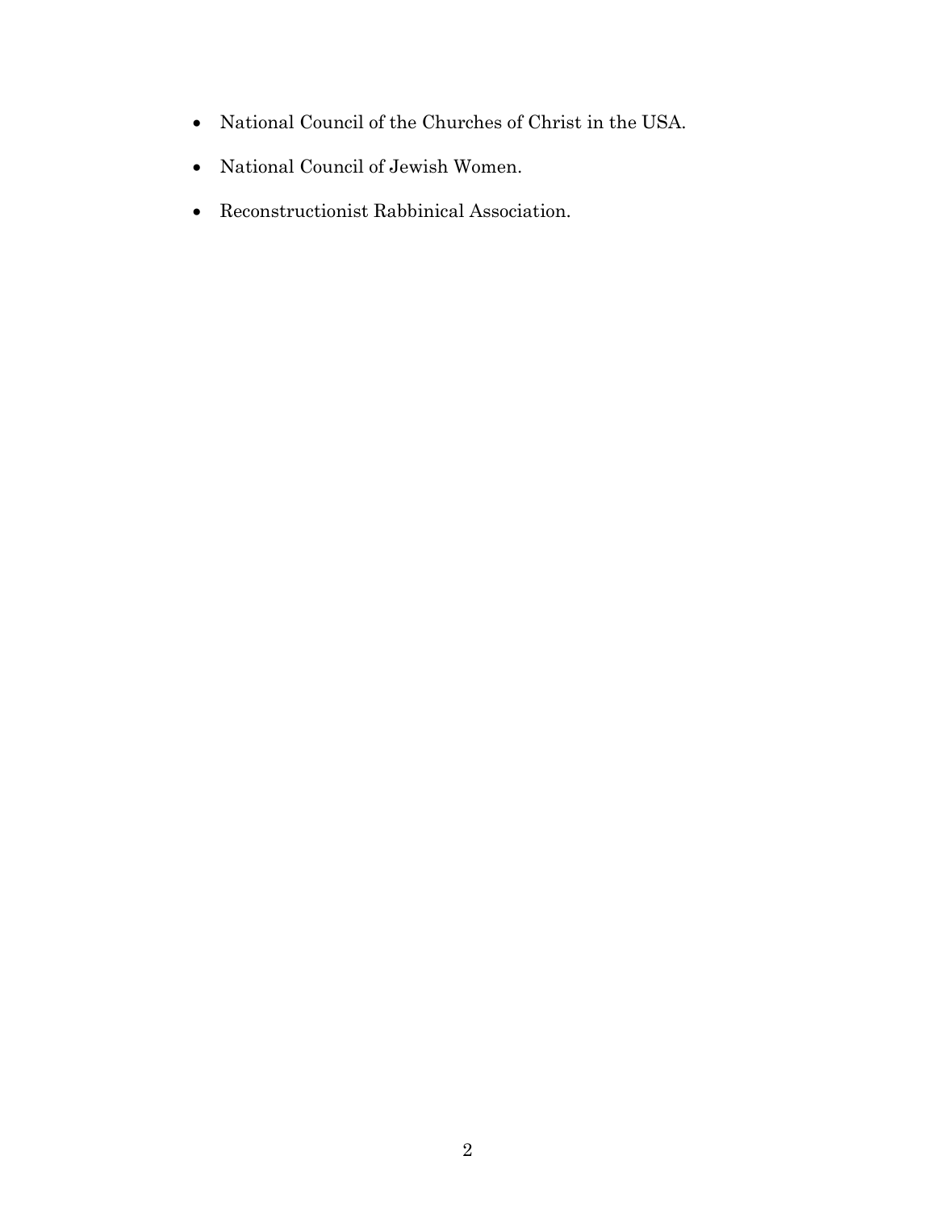- National Council of the Churches of Christ in the USA.
- National Council of Jewish Women.
- Reconstructionist Rabbinical Association.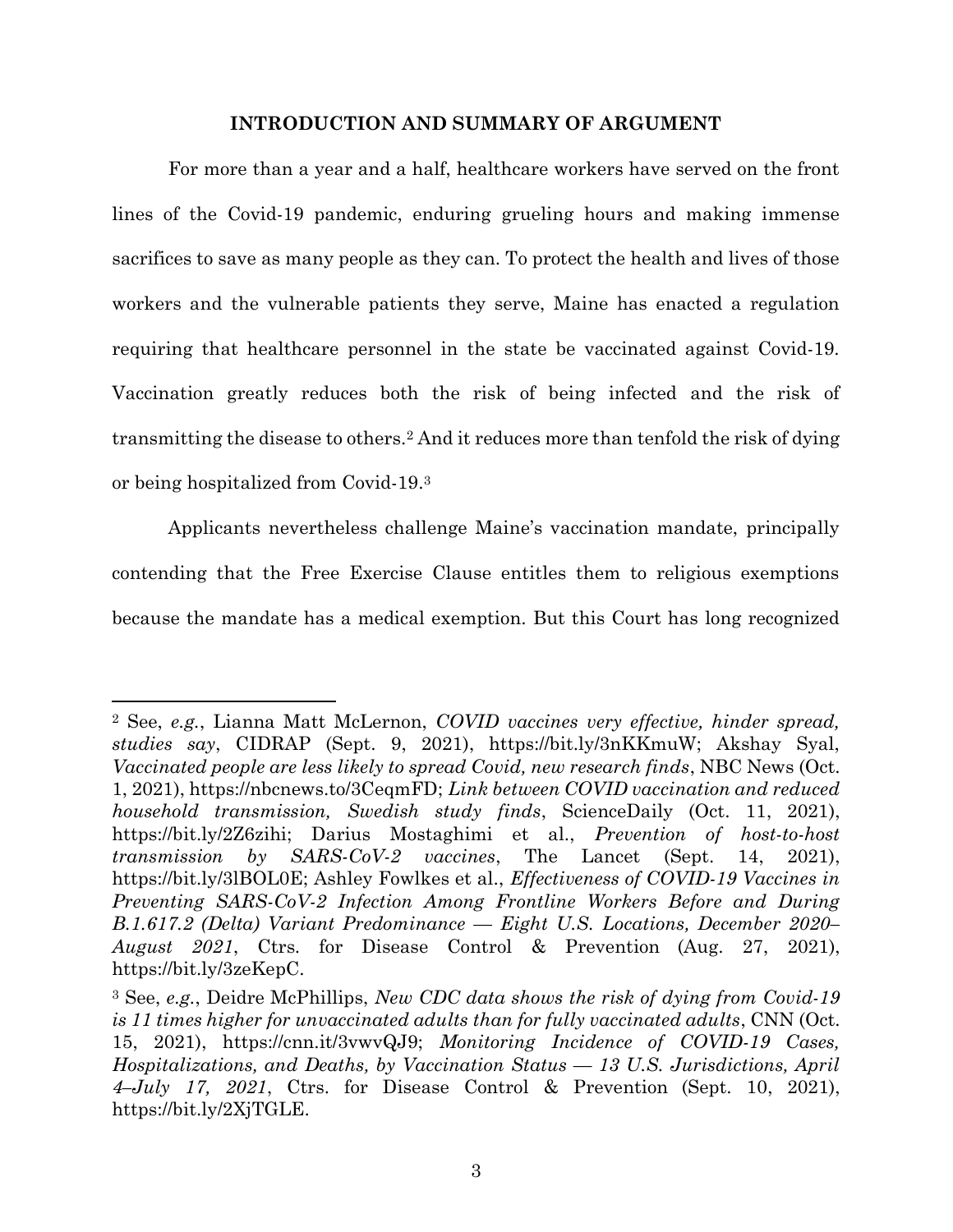## INTRODUCTION AND SUMMARY OF ARGUMENT

For more than a year and a half, healthcare workers have served on the front lines of the Covid-19 pandemic, enduring grueling hours and making immense sacrifices to save as many people as they can. To protect the health and lives of those workers and the vulnerable patients they serve, Maine has enacted a regulation requiring that healthcare personnel in the state be vaccinated against Covid-19. Vaccination greatly reduces both the risk of being infected and the risk of transmitting the disease to others.[2] And it reduces more than tenfold the risk of dying or being hospitalized from Covid-19.[3]

Applicants nevertheless challenge Maine's vaccination mandate, principally contending that the Free Exercise Clause entitles them to religious exemptions because the mandate has a medical exemption. But this Court has long recognized

---

[2] See, *e.g.*, Lianna Matt McLernon, *COVID vaccines very effective, hinder spread, studies say*, CIDRAP (Sept. 9, 2021), https://bit.ly/3nKKmuW; Akshay Syal, *Vaccinated people are less likely to spread Covid, new research finds*, NBC News (Oct. 1, 2021), https://nbcnews.to/3CeqmFD; *Link between COVID vaccination and reduced household transmission, Swedish study finds*, ScienceDaily (Oct. 11, 2021), https://bit.ly/2Z6zihi; Darius Mostaghimi et al., *Prevention of host-to-host transmission by SARS-CoV-2 vaccines*, The Lancet (Sept. 14, 2021), https://bit.ly/3lBOL0E; Ashley Fowlkes et al., *Effectiveness of COVID-19 Vaccines in Preventing SARS-CoV-2 Infection Among Frontline Workers Before and During B.1.617.2 (Delta) Variant Predominance — Eight U.S. Locations, December 2020–August 2021*, Ctrs. for Disease Control & Prevention (Aug. 27, 2021), https://bit.ly/3zeKepC.

[3] See, *e.g.*, Deidre McPhillips, *New CDC data shows the risk of dying from Covid-19 is 11 times higher for unvaccinated adults than for fully vaccinated adults*, CNN (Oct. 15, 2021), https://cnn.it/3vwvQJ9; *Monitoring Incidence of COVID-19 Cases, Hospitalizations, and Deaths, by Vaccination Status — 13 U.S. Jurisdictions, April 4–July 17, 2021*, Ctrs. for Disease Control & Prevention (Sept. 10, 2021), https://bit.ly/2XjTGLE.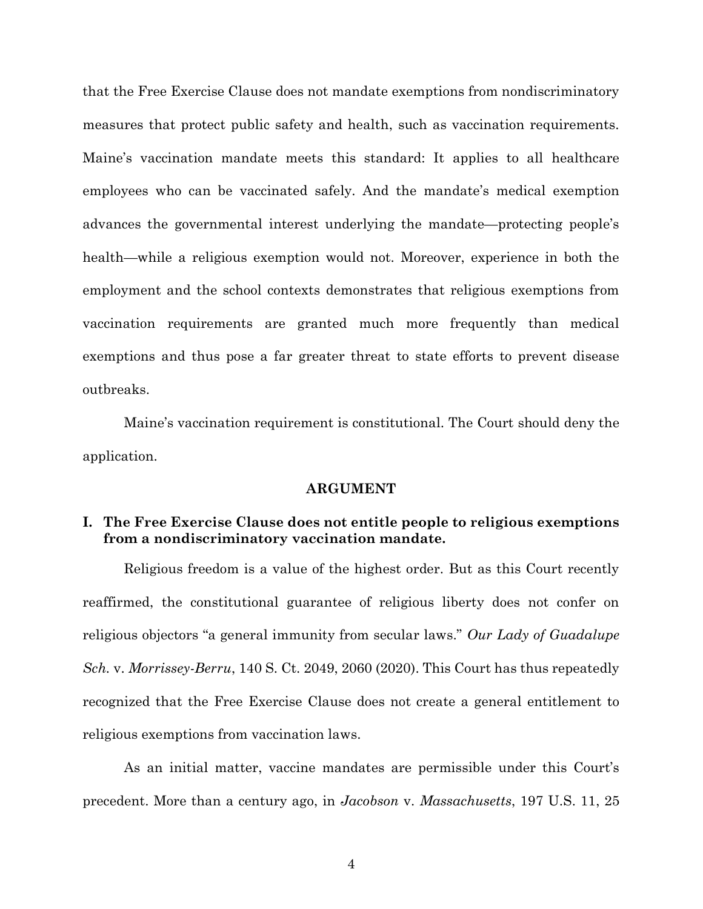that the Free Exercise Clause does not mandate exemptions from nondiscriminatory measures that protect public safety and health, such as vaccination requirements. Maine's vaccination mandate meets this standard: It applies to all healthcare employees who can be vaccinated safely. And the mandate's medical exemption advances the governmental interest underlying the mandate—protecting people's health—while a religious exemption would not. Moreover, experience in both the employment and the school contexts demonstrates that religious exemptions from vaccination requirements are granted much more frequently than medical exemptions and thus pose a far greater threat to state efforts to prevent disease outbreaks.

Maine's vaccination requirement is constitutional. The Court should deny the application.

## ARGUMENT

### I. The Free Exercise Clause does not entitle people to religious exemptions from a nondiscriminatory vaccination mandate.

Religious freedom is a value of the highest order. But as this Court recently reaffirmed, the constitutional guarantee of religious liberty does not confer on religious objectors "a general immunity from secular laws." *Our Lady of Guadalupe Sch.* v. *Morrissey-Berru*, 140 S. Ct. 2049, 2060 (2020). This Court has thus repeatedly recognized that the Free Exercise Clause does not create a general entitlement to religious exemptions from vaccination laws.

As an initial matter, vaccine mandates are permissible under this Court's precedent. More than a century ago, in *Jacobson* v. *Massachusetts*, 197 U.S. 11, 25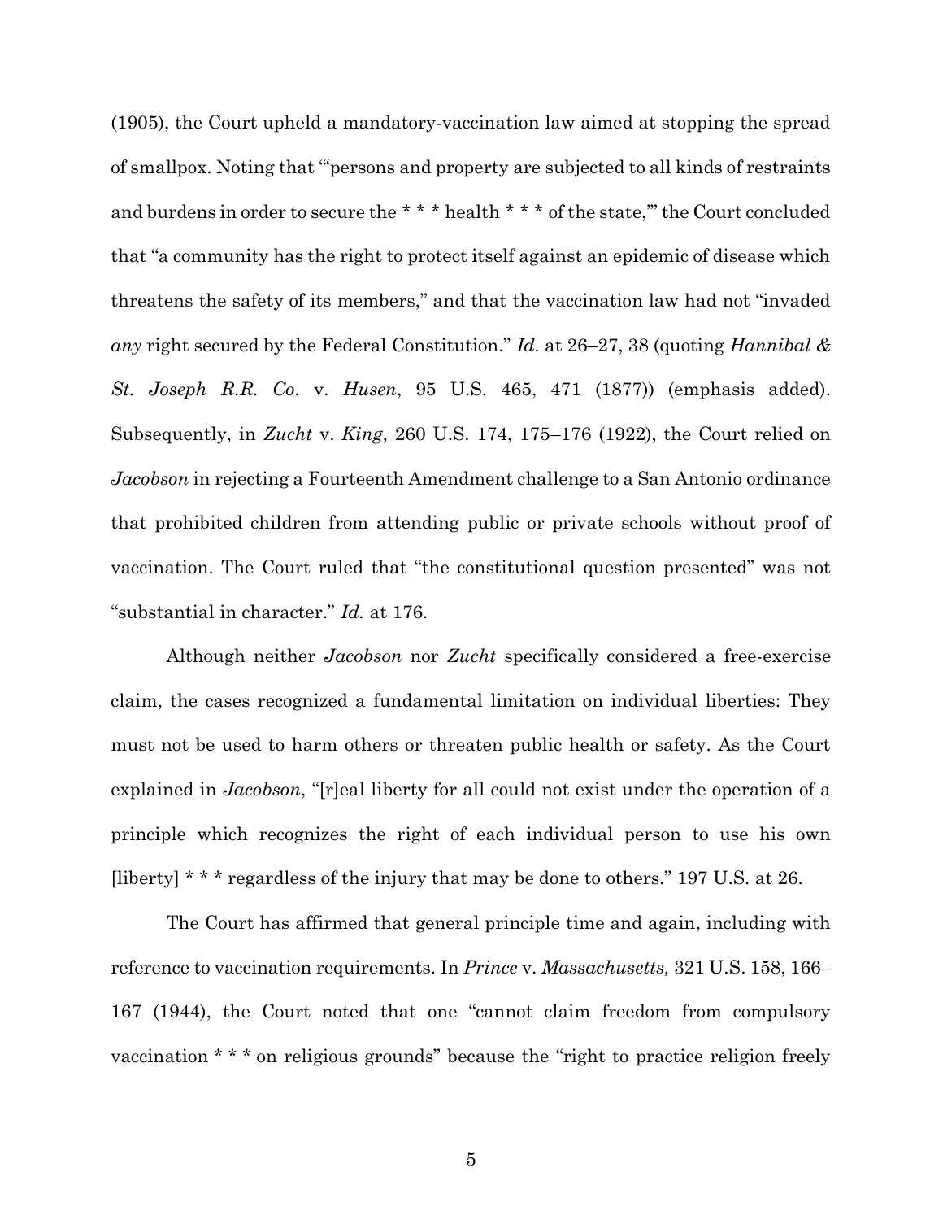(1905), the Court upheld a mandatory-vaccination law aimed at stopping the spread of smallpox. Noting that "'persons and property are subjected to all kinds of restraints and burdens in order to secure the * * * health * * * of the state,'" the Court concluded that "a community has the right to protect itself against an epidemic of disease which threatens the safety of its members," and that the vaccination law had not "invaded *any* right secured by the Federal Constitution." *Id.* at 26–27, 38 (quoting *Hannibal & St. Joseph R.R. Co.* v. *Husen*, 95 U.S. 465, 471 (1877)) (emphasis added). Subsequently, in *Zucht* v. *King*, 260 U.S. 174, 175–176 (1922), the Court relied on *Jacobson* in rejecting a Fourteenth Amendment challenge to a San Antonio ordinance that prohibited children from attending public or private schools without proof of vaccination. The Court ruled that "the constitutional question presented" was not "substantial in character." *Id.* at 176.

Although neither *Jacobson* nor *Zucht* specifically considered a free-exercise claim, the cases recognized a fundamental limitation on individual liberties: They must not be used to harm others or threaten public health or safety. As the Court explained in *Jacobson*, "[r]eal liberty for all could not exist under the operation of a principle which recognizes the right of each individual person to use his own [liberty] * * * regardless of the injury that may be done to others." 197 U.S. at 26.

The Court has affirmed that general principle time and again, including with reference to vaccination requirements. In *Prince* v. *Massachusetts,* 321 U.S. 158, 166–167 (1944), the Court noted that one "cannot claim freedom from compulsory vaccination * * * on religious grounds" because the "right to practice religion freely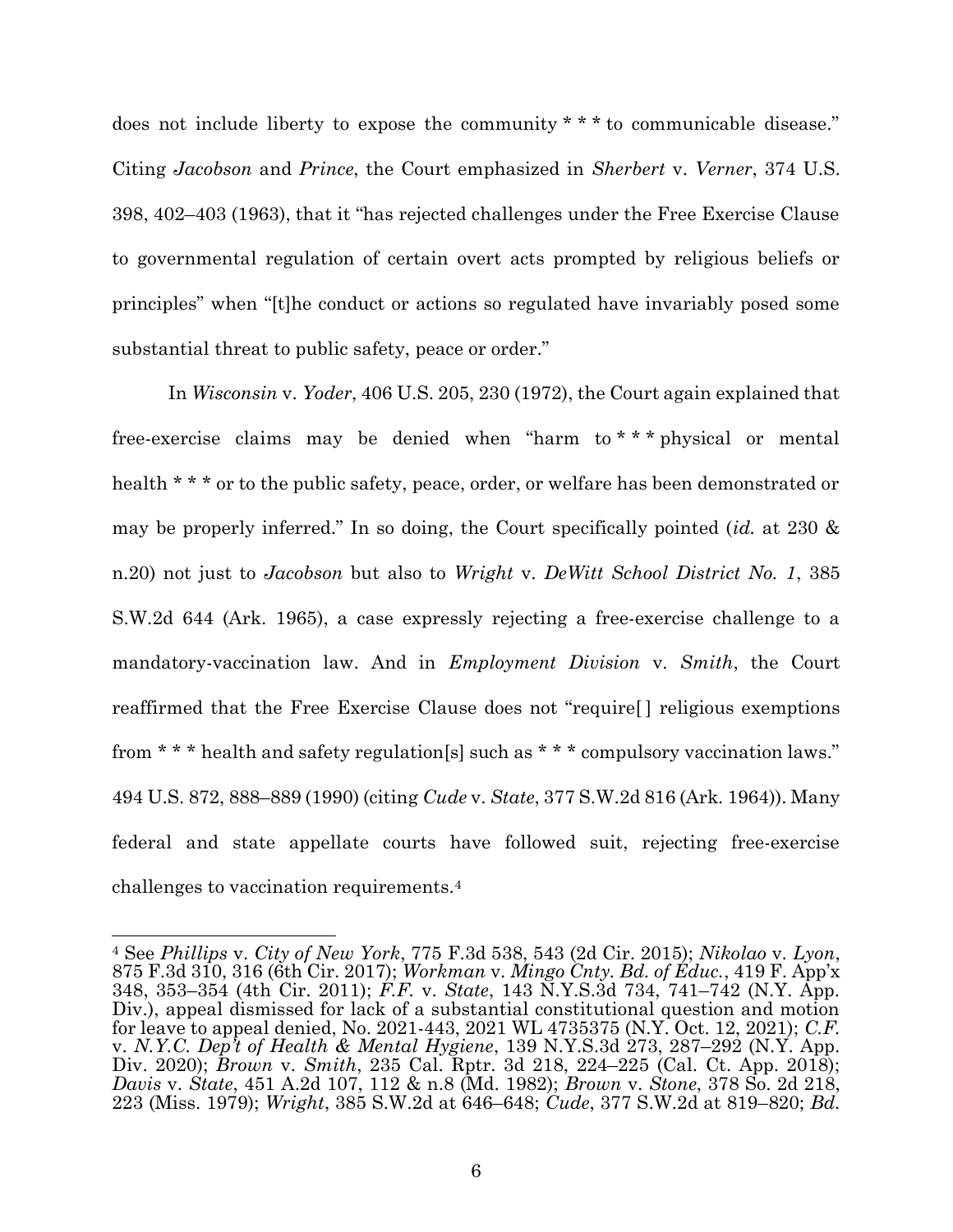does not include liberty to expose the community * * * to communicable disease." Citing *Jacobson* and *Prince*, the Court emphasized in *Sherbert* v. *Verner*, 374 U.S. 398, 402–403 (1963), that it "has rejected challenges under the Free Exercise Clause to governmental regulation of certain overt acts prompted by religious beliefs or principles" when "[t]he conduct or actions so regulated have invariably posed some substantial threat to public safety, peace or order."

In *Wisconsin* v. *Yoder*, 406 U.S. 205, 230 (1972), the Court again explained that free-exercise claims may be denied when "harm to * * * physical or mental health * * * or to the public safety, peace, order, or welfare has been demonstrated or may be properly inferred." In so doing, the Court specifically pointed (*id.* at 230 & n.20) not just to *Jacobson* but also to *Wright* v. *DeWitt School District No. 1*, 385 S.W.2d 644 (Ark. 1965), a case expressly rejecting a free-exercise challenge to a mandatory-vaccination law. And in *Employment Division* v. *Smith*, the Court reaffirmed that the Free Exercise Clause does not "require[ ] religious exemptions from * * * health and safety regulation[s] such as * * * compulsory vaccination laws." 494 U.S. 872, 888–889 (1990) (citing *Cude* v. *State*, 377 S.W.2d 816 (Ark. 1964)). Many federal and state appellate courts have followed suit, rejecting free-exercise challenges to vaccination requirements.[4]

[4] See *Phillips* v. *City of New York*, 775 F.3d 538, 543 (2d Cir. 2015); *Nikolao* v. *Lyon*, 875 F.3d 310, 316 (6th Cir. 2017); *Workman* v. *Mingo Cnty. Bd. of Educ.*, 419 F. App'x 348, 353–354 (4th Cir. 2011); *F.F.* v. *State*, 143 N.Y.S.3d 734, 741–742 (N.Y. App. Div.), appeal dismissed for lack of a substantial constitutional question and motion for leave to appeal denied, No. 2021-443, 2021 WL 4735375 (N.Y. Oct. 12, 2021); *C.F.* v. *N.Y.C. Dep't of Health & Mental Hygiene*, 139 N.Y.S.3d 273, 287–292 (N.Y. App. Div. 2020); *Brown* v. *Smith*, 235 Cal. Rptr. 3d 218, 224–225 (Cal. Ct. App. 2018); *Davis* v. *State*, 451 A.2d 107, 112 & n.8 (Md. 1982); *Brown* v. *Stone*, 378 So. 2d 218, 223 (Miss. 1979); *Wright*, 385 S.W.2d at 646–648; *Cude*, 377 S.W.2d at 819–820; *Bd.*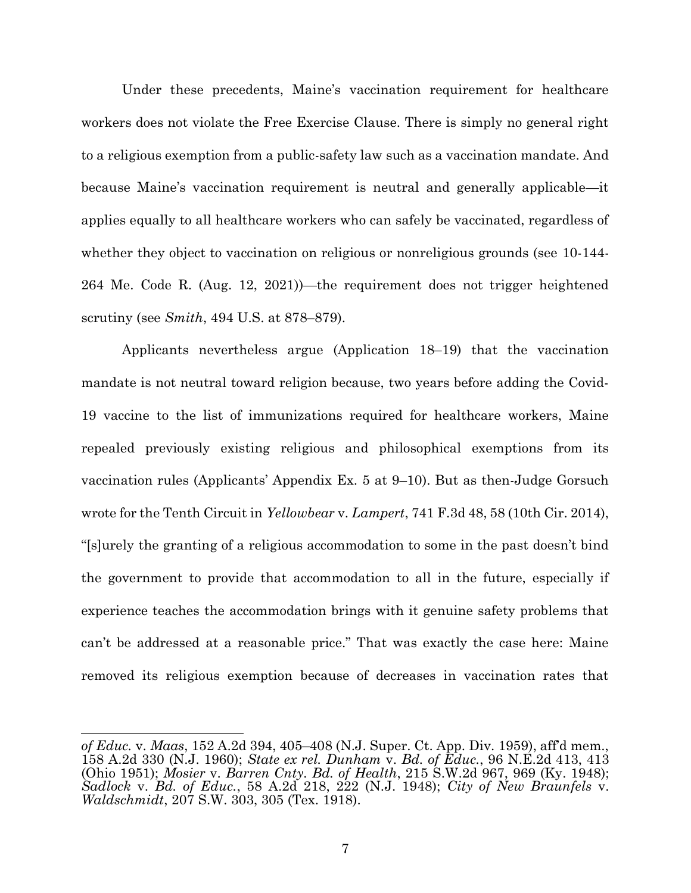Under these precedents, Maine's vaccination requirement for healthcare workers does not violate the Free Exercise Clause. There is simply no general right to a religious exemption from a public-safety law such as a vaccination mandate. And because Maine's vaccination requirement is neutral and generally applicable—it applies equally to all healthcare workers who can safely be vaccinated, regardless of whether they object to vaccination on religious or nonreligious grounds (see 10-144-264 Me. Code R. (Aug. 12, 2021))—the requirement does not trigger heightened scrutiny (see *Smith*, 494 U.S. at 878–879).

Applicants nevertheless argue (Application 18–19) that the vaccination mandate is not neutral toward religion because, two years before adding the Covid-19 vaccine to the list of immunizations required for healthcare workers, Maine repealed previously existing religious and philosophical exemptions from its vaccination rules (Applicants' Appendix Ex. 5 at 9–10). But as then-Judge Gorsuch wrote for the Tenth Circuit in *Yellowbear* v. *Lampert*, 741 F.3d 48, 58 (10th Cir. 2014), "[s]urely the granting of a religious accommodation to some in the past doesn't bind the government to provide that accommodation to all in the future, especially if experience teaches the accommodation brings with it genuine safety problems that can't be addressed at a reasonable price." That was exactly the case here: Maine removed its religious exemption because of decreases in vaccination rates that

---

*of Educ.* v. *Maas*, 152 A.2d 394, 405–408 (N.J. Super. Ct. App. Div. 1959), aff'd mem., 158 A.2d 330 (N.J. 1960); *State ex rel. Dunham* v. *Bd. of Educ.*, 96 N.E.2d 413, 413 (Ohio 1951); *Mosier* v. *Barren Cnty. Bd. of Health*, 215 S.W.2d 967, 969 (Ky. 1948); *Sadlock* v. *Bd. of Educ.*, 58 A.2d 218, 222 (N.J. 1948); *City of New Braunfels* v. *Waldschmidt*, 207 S.W. 303, 305 (Tex. 1918).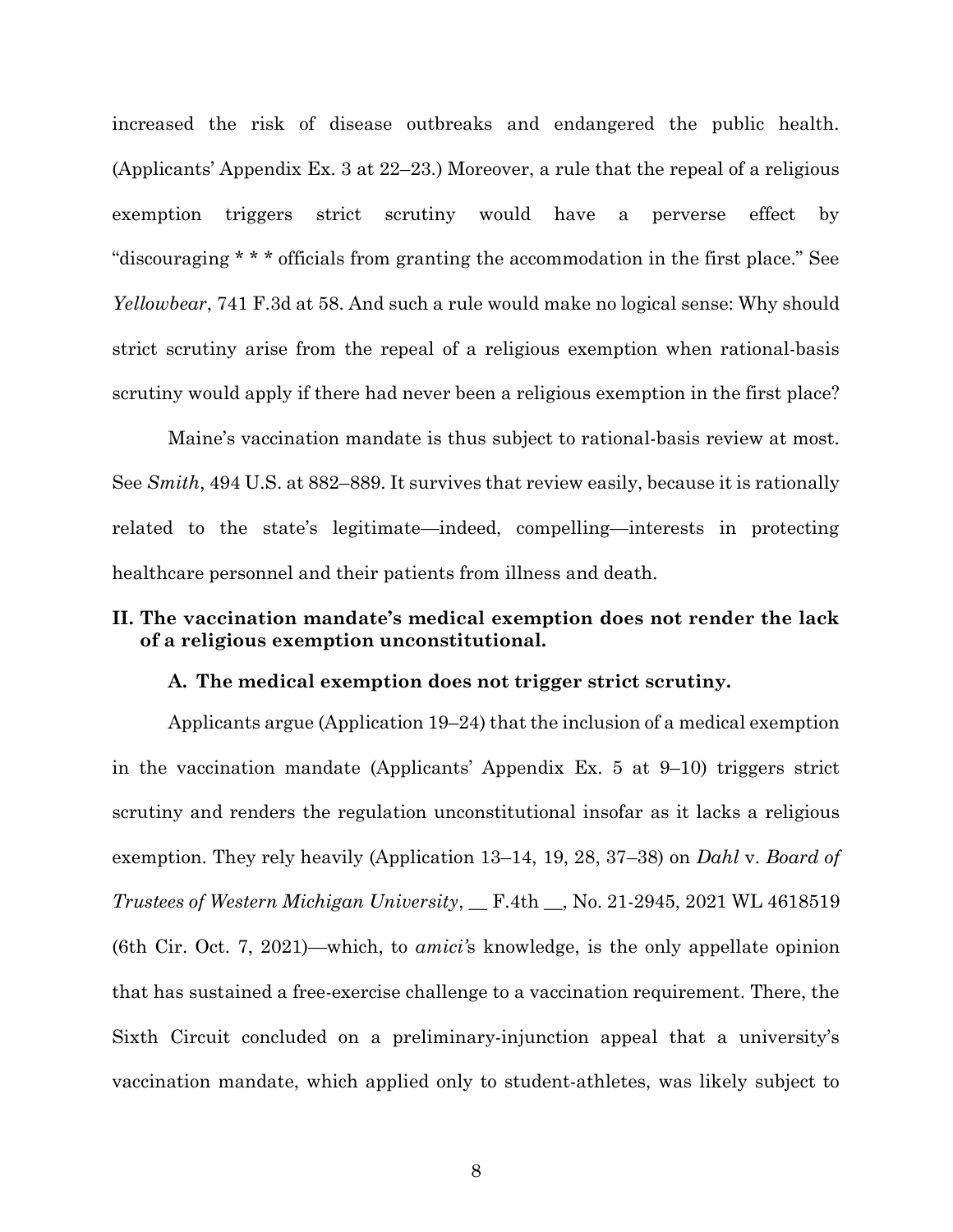increased the risk of disease outbreaks and endangered the public health. (Applicants' Appendix Ex. 3 at 22–23.) Moreover, a rule that the repeal of a religious exemption triggers strict scrutiny would have a perverse effect by "discouraging * * * officials from granting the accommodation in the first place." See *Yellowbear*, 741 F.3d at 58. And such a rule would make no logical sense: Why should strict scrutiny arise from the repeal of a religious exemption when rational-basis scrutiny would apply if there had never been a religious exemption in the first place?

Maine's vaccination mandate is thus subject to rational-basis review at most. See *Smith*, 494 U.S. at 882–889. It survives that review easily, because it is rationally related to the state's legitimate—indeed, compelling—interests in protecting healthcare personnel and their patients from illness and death.

## II. The vaccination mandate's medical exemption does not render the lack of a religious exemption unconstitutional.

### A. The medical exemption does not trigger strict scrutiny.

Applicants argue (Application 19–24) that the inclusion of a medical exemption in the vaccination mandate (Applicants' Appendix Ex. 5 at 9–10) triggers strict scrutiny and renders the regulation unconstitutional insofar as it lacks a religious exemption. They rely heavily (Application 13–14, 19, 28, 37–38) on *Dahl* v. *Board of Trustees of Western Michigan University*, __ F.4th __, No. 21-2945, 2021 WL 4618519 (6th Cir. Oct. 7, 2021)—which, to *amici*'s knowledge, is the only appellate opinion that has sustained a free-exercise challenge to a vaccination requirement. There, the Sixth Circuit concluded on a preliminary-injunction appeal that a university's vaccination mandate, which applied only to student-athletes, was likely subject to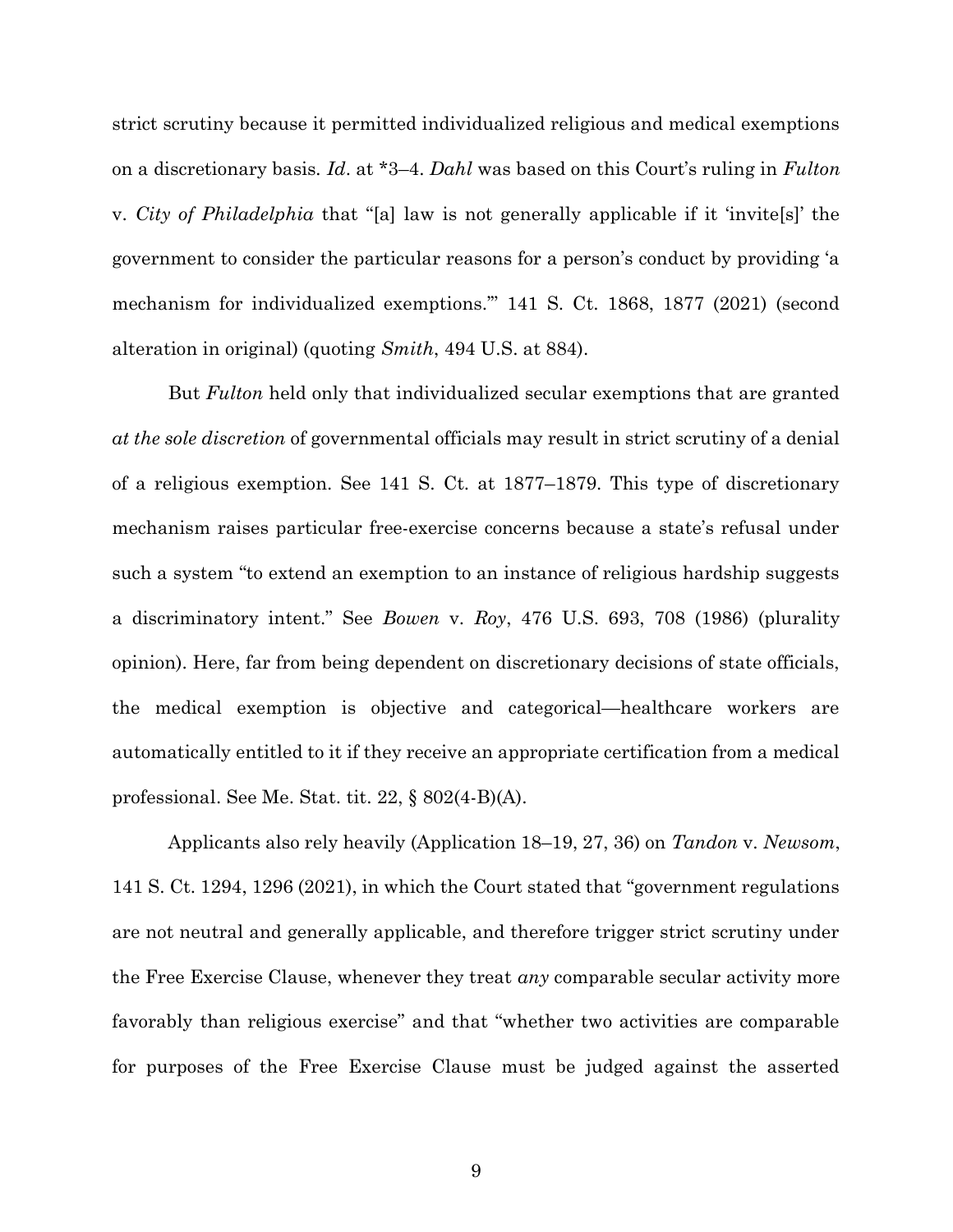strict scrutiny because it permitted individualized religious and medical exemptions on a discretionary basis. *Id*. at *3–4. *Dahl* was based on this Court's ruling in *Fulton* v. *City of Philadelphia* that "[a] law is not generally applicable if it 'invite[s]' the government to consider the particular reasons for a person's conduct by providing 'a mechanism for individualized exemptions.'" 141 S. Ct. 1868, 1877 (2021) (second alteration in original) (quoting *Smith*, 494 U.S. at 884).

But *Fulton* held only that individualized secular exemptions that are granted *at the sole discretion* of governmental officials may result in strict scrutiny of a denial of a religious exemption. See 141 S. Ct. at 1877–1879. This type of discretionary mechanism raises particular free-exercise concerns because a state's refusal under such a system "to extend an exemption to an instance of religious hardship suggests a discriminatory intent." See *Bowen* v. *Roy*, 476 U.S. 693, 708 (1986) (plurality opinion). Here, far from being dependent on discretionary decisions of state officials, the medical exemption is objective and categorical—healthcare workers are automatically entitled to it if they receive an appropriate certification from a medical professional. See Me. Stat. tit. 22, § 802(4-B)(A).

Applicants also rely heavily (Application 18–19, 27, 36) on *Tandon* v. *Newsom*, 141 S. Ct. 1294, 1296 (2021), in which the Court stated that "government regulations are not neutral and generally applicable, and therefore trigger strict scrutiny under the Free Exercise Clause, whenever they treat *any* comparable secular activity more favorably than religious exercise" and that "whether two activities are comparable for purposes of the Free Exercise Clause must be judged against the asserted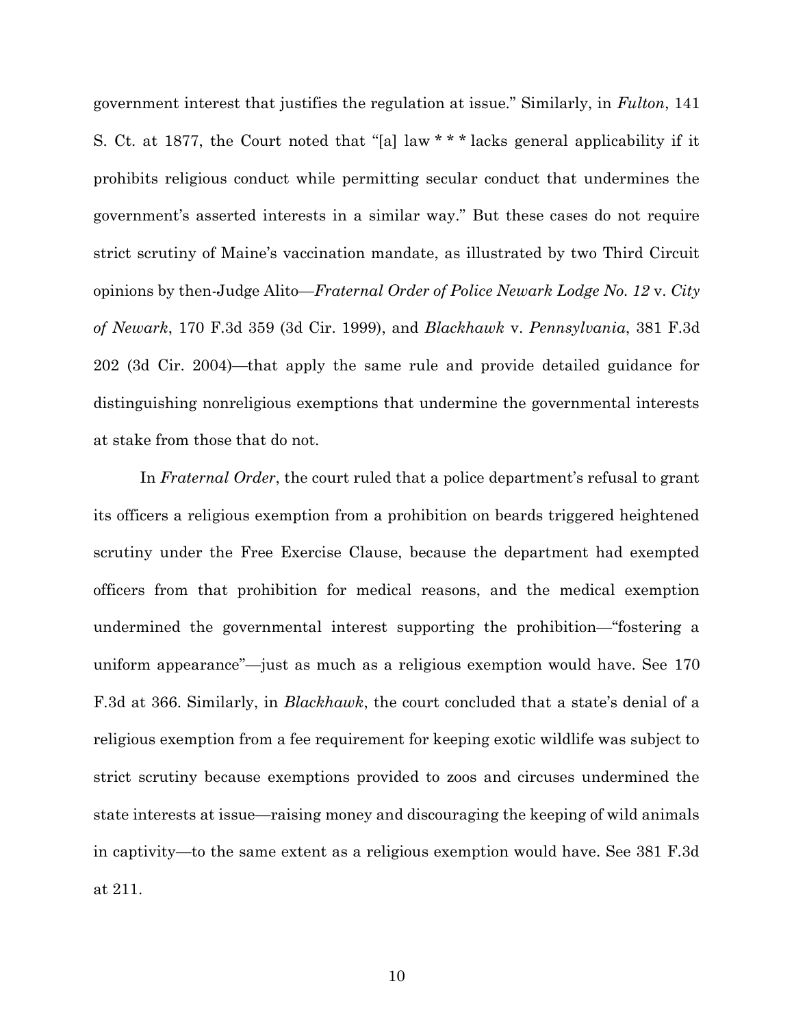government interest that justifies the regulation at issue." Similarly, in *Fulton*, 141 S. Ct. at 1877, the Court noted that "[a] law * * * lacks general applicability if it prohibits religious conduct while permitting secular conduct that undermines the government's asserted interests in a similar way." But these cases do not require strict scrutiny of Maine's vaccination mandate, as illustrated by two Third Circuit opinions by then-Judge Alito—*Fraternal Order of Police Newark Lodge No. 12* v. *City of Newark*, 170 F.3d 359 (3d Cir. 1999), and *Blackhawk* v. *Pennsylvania*, 381 F.3d 202 (3d Cir. 2004)—that apply the same rule and provide detailed guidance for distinguishing nonreligious exemptions that undermine the governmental interests at stake from those that do not.

In *Fraternal Order*, the court ruled that a police department's refusal to grant its officers a religious exemption from a prohibition on beards triggered heightened scrutiny under the Free Exercise Clause, because the department had exempted officers from that prohibition for medical reasons, and the medical exemption undermined the governmental interest supporting the prohibition—"fostering a uniform appearance"—just as much as a religious exemption would have. See 170 F.3d at 366. Similarly, in *Blackhawk*, the court concluded that a state's denial of a religious exemption from a fee requirement for keeping exotic wildlife was subject to strict scrutiny because exemptions provided to zoos and circuses undermined the state interests at issue—raising money and discouraging the keeping of wild animals in captivity—to the same extent as a religious exemption would have. See 381 F.3d at 211.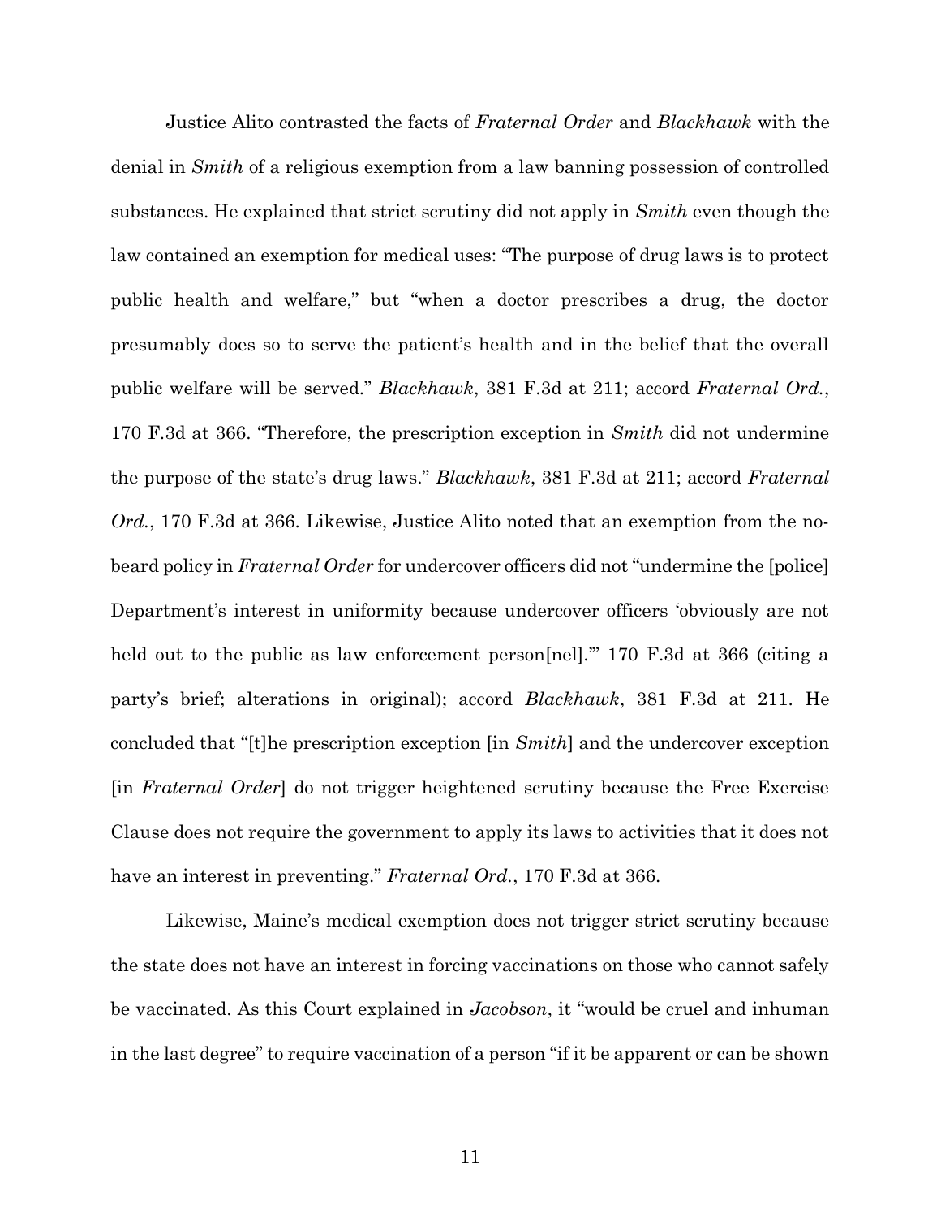Justice Alito contrasted the facts of *Fraternal Order* and *Blackhawk* with the denial in *Smith* of a religious exemption from a law banning possession of controlled substances. He explained that strict scrutiny did not apply in *Smith* even though the law contained an exemption for medical uses: "The purpose of drug laws is to protect public health and welfare," but "when a doctor prescribes a drug, the doctor presumably does so to serve the patient's health and in the belief that the overall public welfare will be served." *Blackhawk*, 381 F.3d at 211; accord *Fraternal Ord.*, 170 F.3d at 366. "Therefore, the prescription exception in *Smith* did not undermine the purpose of the state's drug laws." *Blackhawk*, 381 F.3d at 211; accord *Fraternal Ord.*, 170 F.3d at 366. Likewise, Justice Alito noted that an exemption from the no-beard policy in *Fraternal Order* for undercover officers did not "undermine the [police] Department's interest in uniformity because undercover officers 'obviously are not held out to the public as law enforcement person[nel].'" 170 F.3d at 366 (citing a party's brief; alterations in original); accord *Blackhawk*, 381 F.3d at 211. He concluded that "[t]he prescription exception [in *Smith*] and the undercover exception [in *Fraternal Order*] do not trigger heightened scrutiny because the Free Exercise Clause does not require the government to apply its laws to activities that it does not have an interest in preventing." *Fraternal Ord.*, 170 F.3d at 366.

Likewise, Maine's medical exemption does not trigger strict scrutiny because the state does not have an interest in forcing vaccinations on those who cannot safely be vaccinated. As this Court explained in *Jacobson*, it "would be cruel and inhuman in the last degree" to require vaccination of a person "if it be apparent or can be shown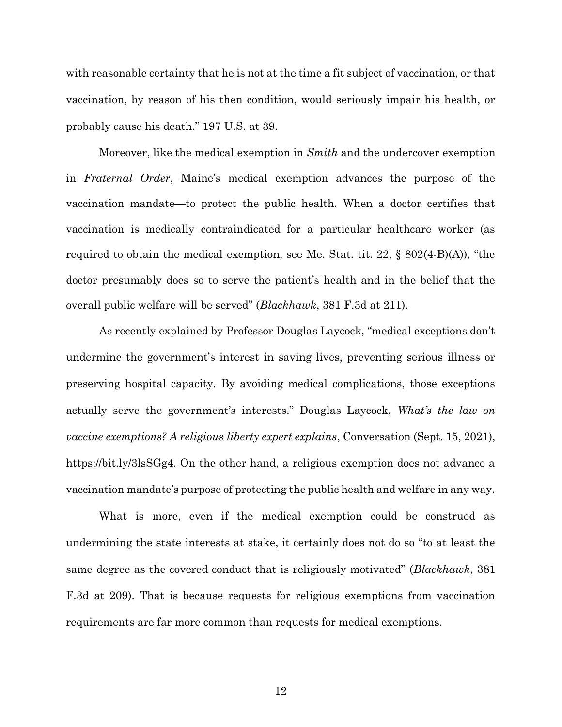with reasonable certainty that he is not at the time a fit subject of vaccination, or that vaccination, by reason of his then condition, would seriously impair his health, or probably cause his death." 197 U.S. at 39.

Moreover, like the medical exemption in *Smith* and the undercover exemption in *Fraternal Order*, Maine's medical exemption advances the purpose of the vaccination mandate—to protect the public health. When a doctor certifies that vaccination is medically contraindicated for a particular healthcare worker (as required to obtain the medical exemption, see Me. Stat. tit. 22, § 802(4-B)(A)), "the doctor presumably does so to serve the patient's health and in the belief that the overall public welfare will be served" (*Blackhawk*, 381 F.3d at 211).

As recently explained by Professor Douglas Laycock, "medical exceptions don't undermine the government's interest in saving lives, preventing serious illness or preserving hospital capacity. By avoiding medical complications, those exceptions actually serve the government's interests." Douglas Laycock, *What's the law on vaccine exemptions? A religious liberty expert explains*, Conversation (Sept. 15, 2021), https://bit.ly/3lsSGg4. On the other hand, a religious exemption does not advance a vaccination mandate's purpose of protecting the public health and welfare in any way.

What is more, even if the medical exemption could be construed as undermining the state interests at stake, it certainly does not do so "to at least the same degree as the covered conduct that is religiously motivated" (*Blackhawk*, 381 F.3d at 209). That is because requests for religious exemptions from vaccination requirements are far more common than requests for medical exemptions.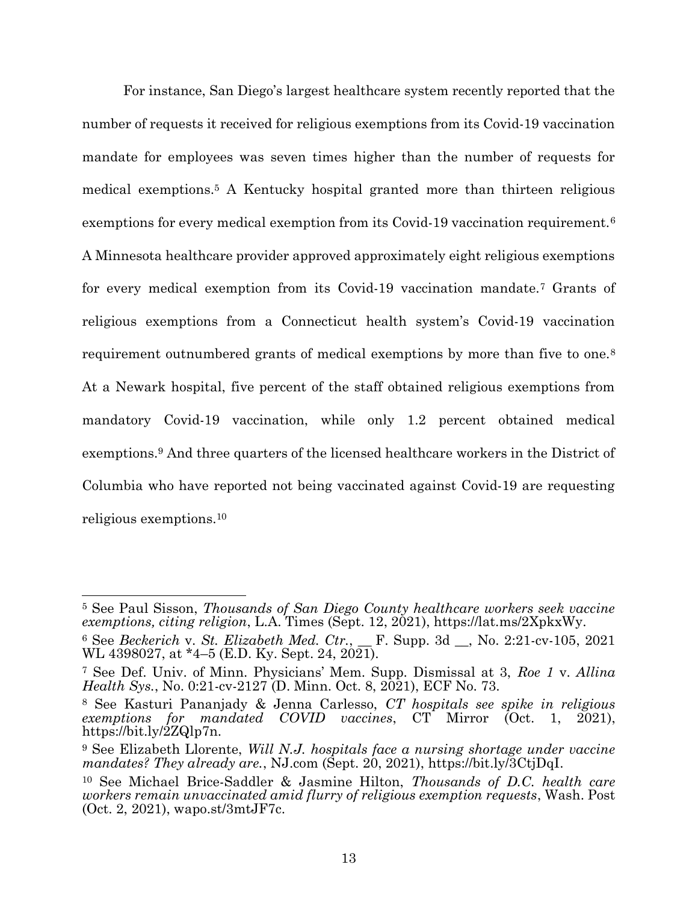For instance, San Diego's largest healthcare system recently reported that the number of requests it received for religious exemptions from its Covid-19 vaccination mandate for employees was seven times higher than the number of requests for medical exemptions.[5] A Kentucky hospital granted more than thirteen religious exemptions for every medical exemption from its Covid-19 vaccination requirement.[6] A Minnesota healthcare provider approved approximately eight religious exemptions for every medical exemption from its Covid-19 vaccination mandate.[7] Grants of religious exemptions from a Connecticut health system's Covid-19 vaccination requirement outnumbered grants of medical exemptions by more than five to one.[8] At a Newark hospital, five percent of the staff obtained religious exemptions from mandatory Covid-19 vaccination, while only 1.2 percent obtained medical exemptions.[9] And three quarters of the licensed healthcare workers in the District of Columbia who have reported not being vaccinated against Covid-19 are requesting religious exemptions.[10]

---

[5] See Paul Sisson, *Thousands of San Diego County healthcare workers seek vaccine exemptions, citing religion*, L.A. Times (Sept. 12, 2021), https://lat.ms/2XpkxWy.

[6] See *Beckerich* v. *St. Elizabeth Med. Ctr.*, __ F. Supp. 3d __, No. 2:21-cv-105, 2021 WL 4398027, at *4–5 (E.D. Ky. Sept. 24, 2021).

[7] See Def. Univ. of Minn. Physicians' Mem. Supp. Dismissal at 3, *Roe 1* v. *Allina Health Sys.*, No. 0:21-cv-2127 (D. Minn. Oct. 8, 2021), ECF No. 73.

[8] See Kasturi Pananjady & Jenna Carlesso, *CT hospitals see spike in religious exemptions for mandated COVID vaccines*, CT Mirror (Oct. 1, 2021), https://bit.ly/2ZQlp7n.

[9] See Elizabeth Llorente, *Will N.J. hospitals face a nursing shortage under vaccine mandates? They already are.*, NJ.com (Sept. 20, 2021), https://bit.ly/3CtjDqI.

[10] See Michael Brice-Saddler & Jasmine Hilton, *Thousands of D.C. health care workers remain unvaccinated amid flurry of religious exemption requests*, Wash. Post (Oct. 2, 2021), wapo.st/3mtJF7c.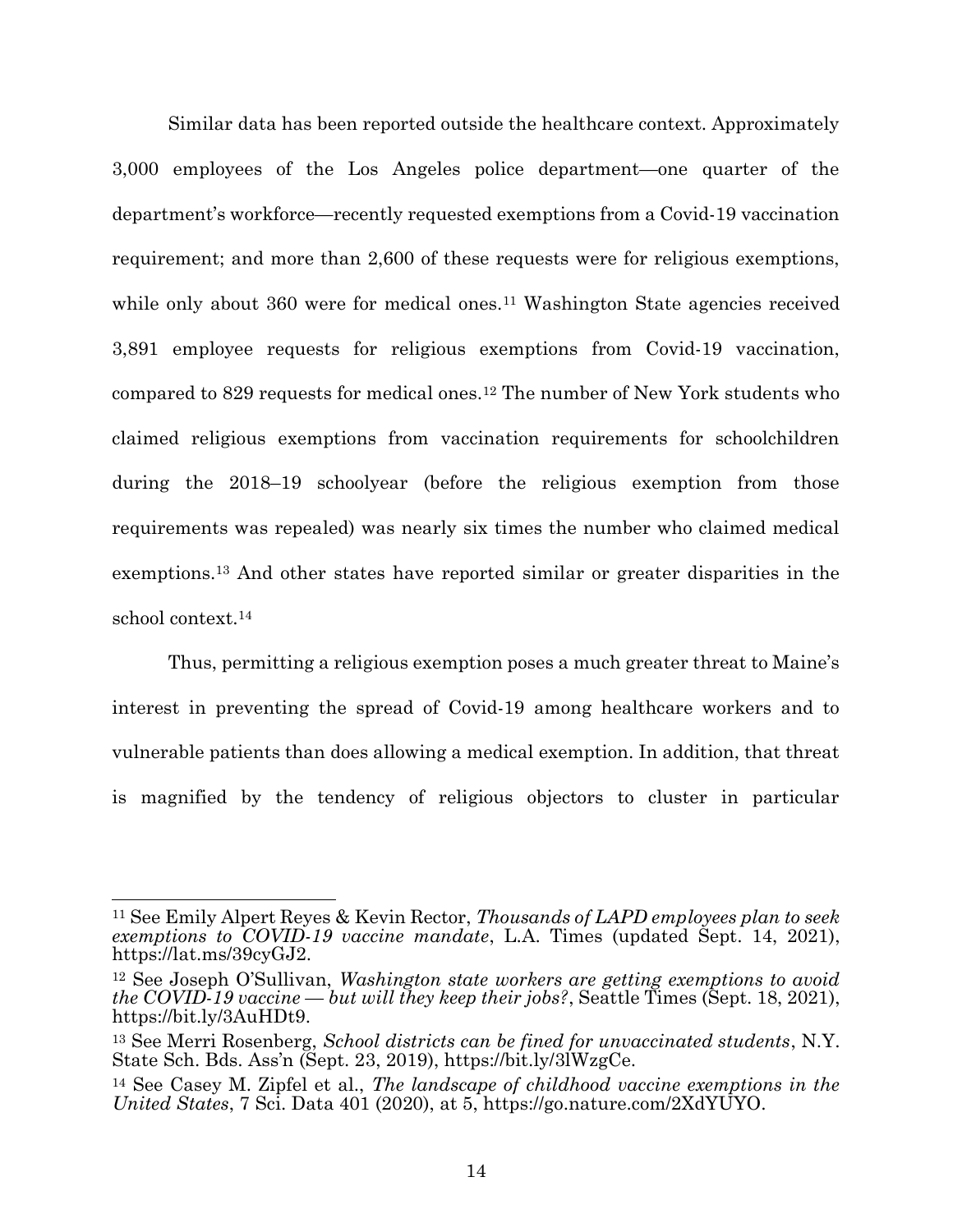Similar data has been reported outside the healthcare context. Approximately 3,000 employees of the Los Angeles police department—one quarter of the department's workforce—recently requested exemptions from a Covid-19 vaccination requirement; and more than 2,600 of these requests were for religious exemptions, while only about 360 were for medical ones.[11] Washington State agencies received 3,891 employee requests for religious exemptions from Covid-19 vaccination, compared to 829 requests for medical ones.[12] The number of New York students who claimed religious exemptions from vaccination requirements for schoolchildren during the 2018–19 schoolyear (before the religious exemption from those requirements was repealed) was nearly six times the number who claimed medical exemptions.[13] And other states have reported similar or greater disparities in the school context.[14]

Thus, permitting a religious exemption poses a much greater threat to Maine's interest in preventing the spread of Covid-19 among healthcare workers and to vulnerable patients than does allowing a medical exemption. In addition, that threat is magnified by the tendency of religious objectors to cluster in particular

---

[11] See Emily Alpert Reyes & Kevin Rector, *Thousands of LAPD employees plan to seek exemptions to COVID-19 vaccine mandate*, L.A. Times (updated Sept. 14, 2021), https://lat.ms/39cyGJ2.

[12] See Joseph O'Sullivan, *Washington state workers are getting exemptions to avoid the COVID-19 vaccine — but will they keep their jobs?*, Seattle Times (Sept. 18, 2021), https://bit.ly/3AuHDt9.

[13] See Merri Rosenberg, *School districts can be fined for unvaccinated students*, N.Y. State Sch. Bds. Ass'n (Sept. 23, 2019), https://bit.ly/3lWzgCe.

[14] See Casey M. Zipfel et al., *The landscape of childhood vaccine exemptions in the United States*, 7 Sci. Data 401 (2020), at 5, https://go.nature.com/2XdYUYO.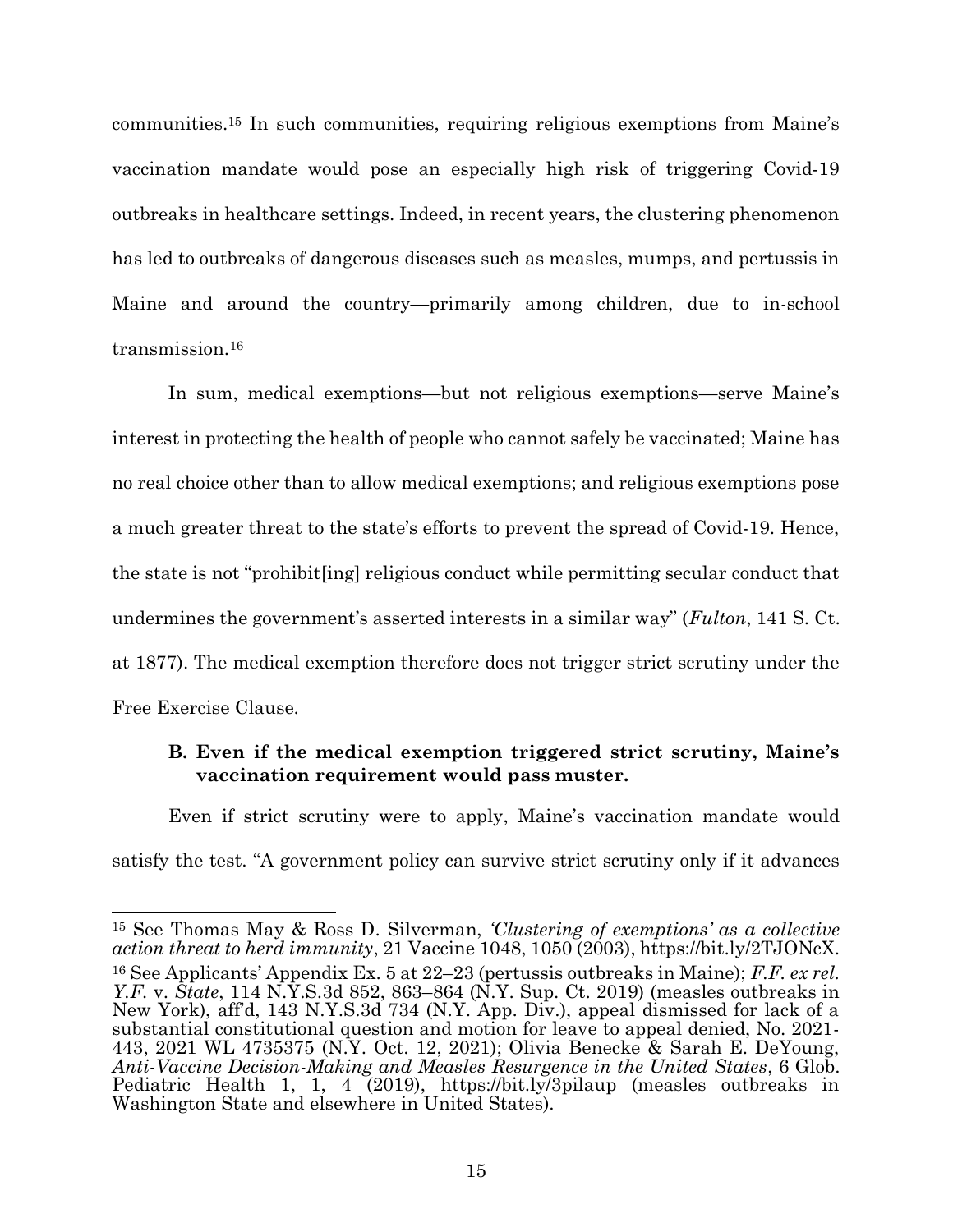communities.[15] In such communities, requiring religious exemptions from Maine's vaccination mandate would pose an especially high risk of triggering Covid-19 outbreaks in healthcare settings. Indeed, in recent years, the clustering phenomenon has led to outbreaks of dangerous diseases such as measles, mumps, and pertussis in Maine and around the country—primarily among children, due to in-school transmission.[16]

In sum, medical exemptions—but not religious exemptions—serve Maine's interest in protecting the health of people who cannot safely be vaccinated; Maine has no real choice other than to allow medical exemptions; and religious exemptions pose a much greater threat to the state's efforts to prevent the spread of Covid-19. Hence, the state is not "prohibit[ing] religious conduct while permitting secular conduct that undermines the government's asserted interests in a similar way" (*Fulton*, 141 S. Ct. at 1877). The medical exemption therefore does not trigger strict scrutiny under the Free Exercise Clause.

### B. Even if the medical exemption triggered strict scrutiny, Maine's vaccination requirement would pass muster.

Even if strict scrutiny were to apply, Maine's vaccination mandate would satisfy the test. "A government policy can survive strict scrutiny only if it advances

---

[15] See Thomas May & Ross D. Silverman, *'Clustering of exemptions' as a collective action threat to herd immunity*, 21 Vaccine 1048, 1050 (2003), https://bit.ly/2TJONcX.

[16] See Applicants' Appendix Ex. 5 at 22–23 (pertussis outbreaks in Maine); *F.F. ex rel. Y.F.* v. *State*, 114 N.Y.S.3d 852, 863–864 (N.Y. Sup. Ct. 2019) (measles outbreaks in New York), aff'd, 143 N.Y.S.3d 734 (N.Y. App. Div.), appeal dismissed for lack of a substantial constitutional question and motion for leave to appeal denied, No. 2021-443, 2021 WL 4735375 (N.Y. Oct. 12, 2021); Olivia Benecke & Sarah E. DeYoung, *Anti-Vaccine Decision-Making and Measles Resurgence in the United States*, 6 Glob. Pediatric Health 1, 1, 4 (2019), https://bit.ly/3pilaup (measles outbreaks in Washington State and elsewhere in United States).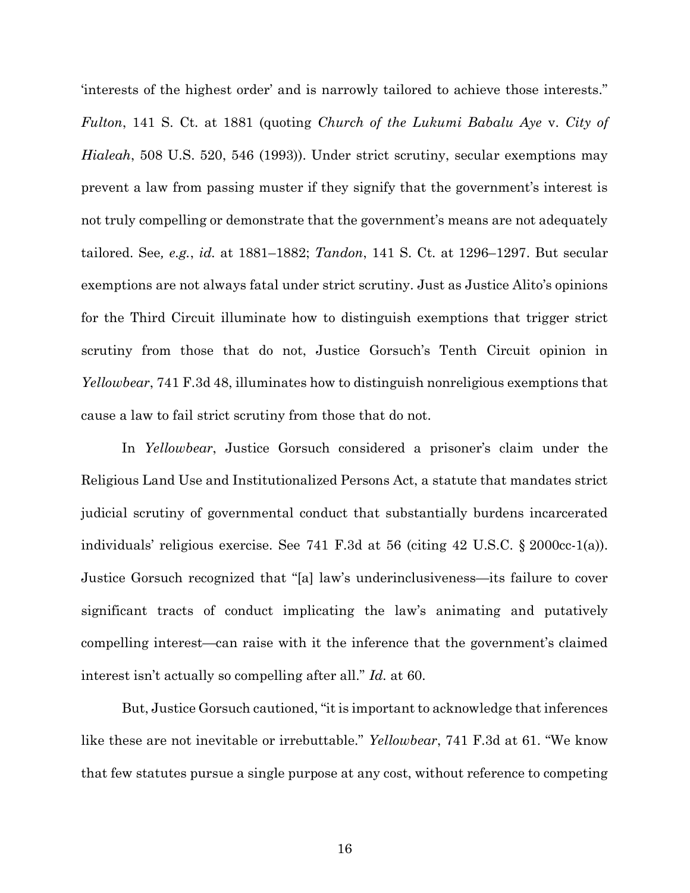'interests of the highest order' and is narrowly tailored to achieve those interests." *Fulton*, 141 S. Ct. at 1881 (quoting *Church of the Lukumi Babalu Aye* v. *City of Hialeah*, 508 U.S. 520, 546 (1993)). Under strict scrutiny, secular exemptions may prevent a law from passing muster if they signify that the government's interest is not truly compelling or demonstrate that the government's means are not adequately tailored. See*, e.g.*, *id.* at 1881–1882; *Tandon*, 141 S. Ct. at 1296–1297. But secular exemptions are not always fatal under strict scrutiny. Just as Justice Alito's opinions for the Third Circuit illuminate how to distinguish exemptions that trigger strict scrutiny from those that do not, Justice Gorsuch's Tenth Circuit opinion in *Yellowbear*, 741 F.3d 48, illuminates how to distinguish nonreligious exemptions that cause a law to fail strict scrutiny from those that do not.

In *Yellowbear*, Justice Gorsuch considered a prisoner's claim under the Religious Land Use and Institutionalized Persons Act, a statute that mandates strict judicial scrutiny of governmental conduct that substantially burdens incarcerated individuals' religious exercise. See 741 F.3d at 56 (citing 42 U.S.C. § 2000cc-1(a)). Justice Gorsuch recognized that "[a] law's underinclusiveness—its failure to cover significant tracts of conduct implicating the law's animating and putatively compelling interest—can raise with it the inference that the government's claimed interest isn't actually so compelling after all." *Id.* at 60.

But, Justice Gorsuch cautioned, "it is important to acknowledge that inferences like these are not inevitable or irrebuttable." *Yellowbear*, 741 F.3d at 61. "We know that few statutes pursue a single purpose at any cost, without reference to competing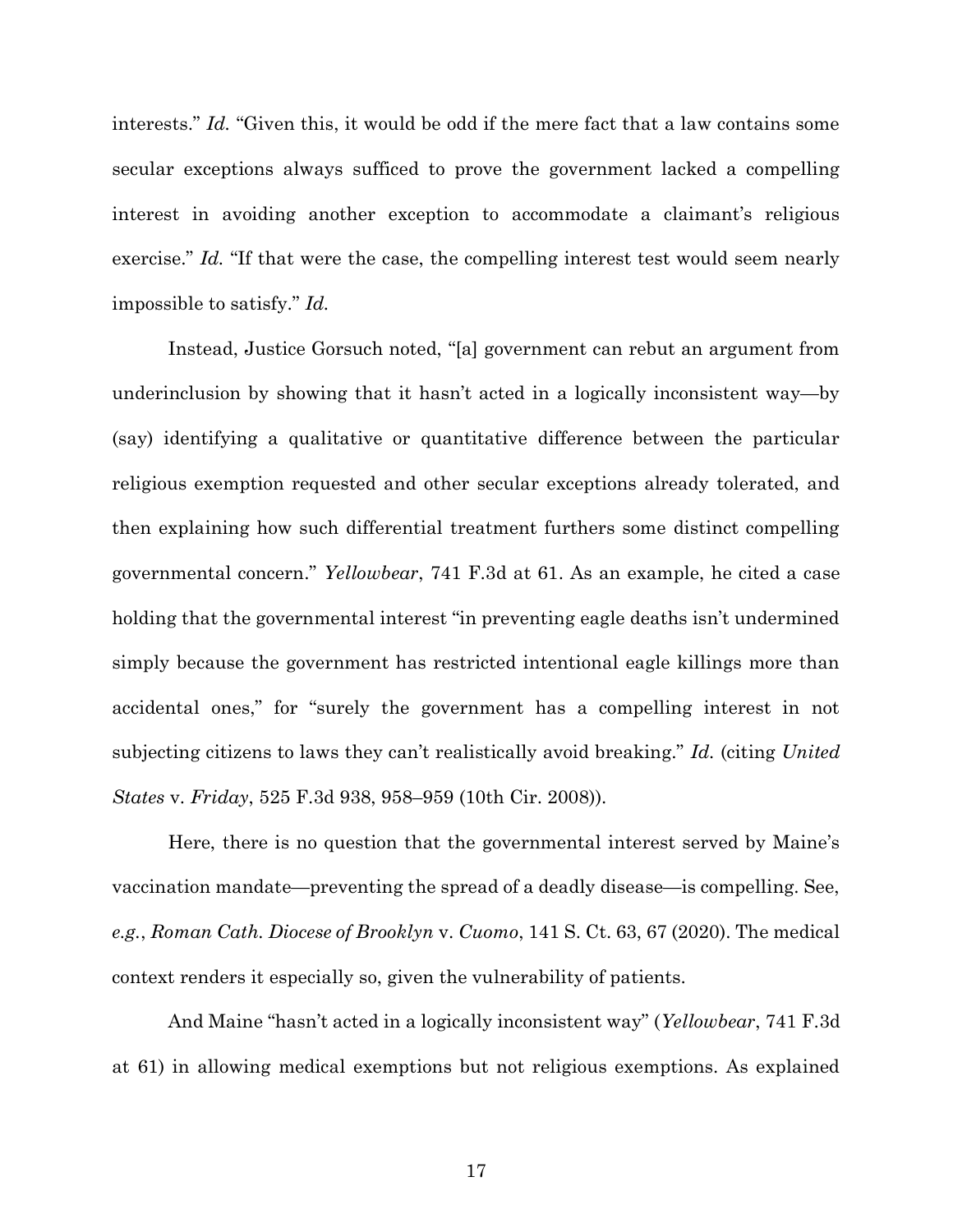interests." *Id.* "Given this, it would be odd if the mere fact that a law contains some secular exceptions always sufficed to prove the government lacked a compelling interest in avoiding another exception to accommodate a claimant's religious exercise." *Id.* "If that were the case, the compelling interest test would seem nearly impossible to satisfy." *Id.*

Instead, Justice Gorsuch noted, "[a] government can rebut an argument from underinclusion by showing that it hasn't acted in a logically inconsistent way—by (say) identifying a qualitative or quantitative difference between the particular religious exemption requested and other secular exceptions already tolerated, and then explaining how such differential treatment furthers some distinct compelling governmental concern." *Yellowbear*, 741 F.3d at 61. As an example, he cited a case holding that the governmental interest "in preventing eagle deaths isn't undermined simply because the government has restricted intentional eagle killings more than accidental ones," for "surely the government has a compelling interest in not subjecting citizens to laws they can't realistically avoid breaking." *Id.* (citing *United States* v. *Friday*, 525 F.3d 938, 958–959 (10th Cir. 2008)).

Here, there is no question that the governmental interest served by Maine's vaccination mandate—preventing the spread of a deadly disease—is compelling. See, *e.g.*, *Roman Cath. Diocese of Brooklyn* v. *Cuomo*, 141 S. Ct. 63, 67 (2020). The medical context renders it especially so, given the vulnerability of patients.

And Maine "hasn't acted in a logically inconsistent way" (*Yellowbear*, 741 F.3d at 61) in allowing medical exemptions but not religious exemptions. As explained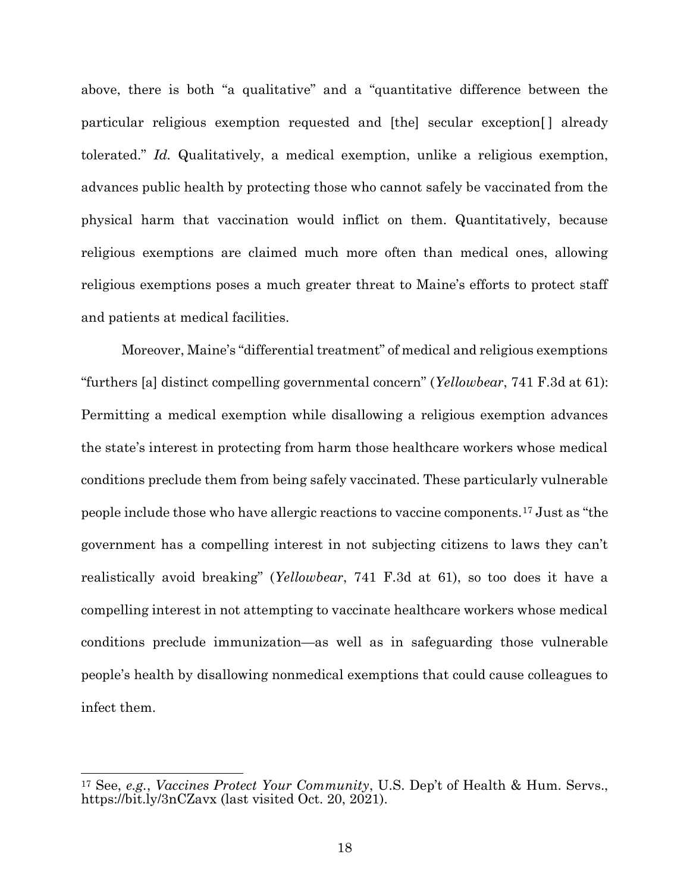above, there is both "a qualitative" and a "quantitative difference between the particular religious exemption requested and [the] secular exception[ ] already tolerated." *Id.* Qualitatively, a medical exemption, unlike a religious exemption, advances public health by protecting those who cannot safely be vaccinated from the physical harm that vaccination would inflict on them. Quantitatively, because religious exemptions are claimed much more often than medical ones, allowing religious exemptions poses a much greater threat to Maine's efforts to protect staff and patients at medical facilities.

Moreover, Maine's "differential treatment" of medical and religious exemptions "furthers [a] distinct compelling governmental concern" (*Yellowbear*, 741 F.3d at 61): Permitting a medical exemption while disallowing a religious exemption advances the state's interest in protecting from harm those healthcare workers whose medical conditions preclude them from being safely vaccinated. These particularly vulnerable people include those who have allergic reactions to vaccine components.[17] Just as "the government has a compelling interest in not subjecting citizens to laws they can't realistically avoid breaking" (*Yellowbear*, 741 F.3d at 61), so too does it have a compelling interest in not attempting to vaccinate healthcare workers whose medical conditions preclude immunization—as well as in safeguarding those vulnerable people's health by disallowing nonmedical exemptions that could cause colleagues to infect them.

---

[17] See, *e.g.*, *Vaccines Protect Your Community*, U.S. Dep't of Health & Hum. Servs., https://bit.ly/3nCZavx (last visited Oct. 20, 2021).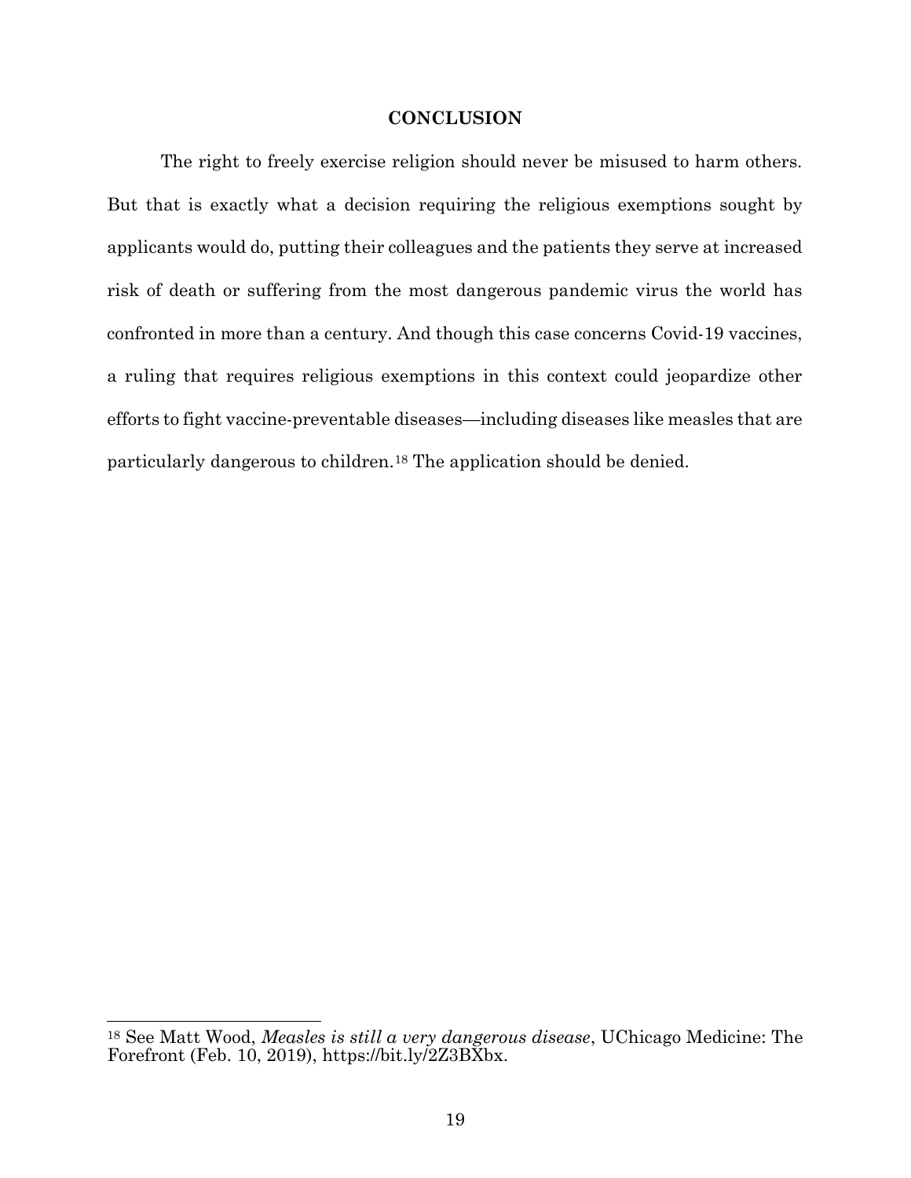## CONCLUSION

The right to freely exercise religion should never be misused to harm others. But that is exactly what a decision requiring the religious exemptions sought by applicants would do, putting their colleagues and the patients they serve at increased risk of death or suffering from the most dangerous pandemic virus the world has confronted in more than a century. And though this case concerns Covid-19 vaccines, a ruling that requires religious exemptions in this context could jeopardize other efforts to fight vaccine-preventable diseases—including diseases like measles that are particularly dangerous to children.[18] The application should be denied.

---

[18] See Matt Wood, *Measles is still a very dangerous disease*, UChicago Medicine: The Forefront (Feb. 10, 2019), https://bit.ly/2Z3BXbx.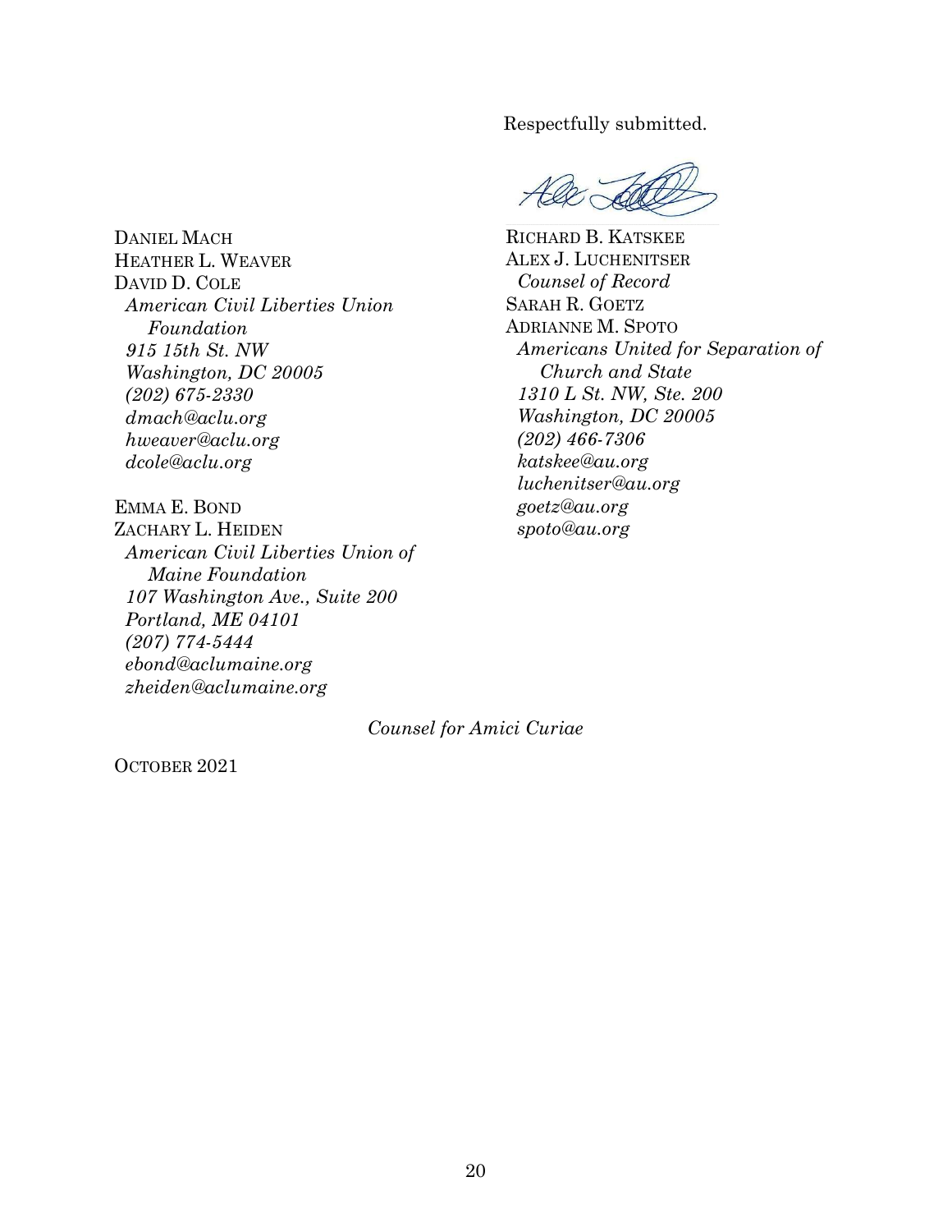Respectfully submitted.

RICHARD B. KATSKEE
ALEX J. LUCHENITSER
*Counsel of Record*
SARAH R. GOETZ
ADRIANNE M. SPOTO
*Americans United for Separation of Church and State*
*1310 L St. NW, Ste. 200*
*Washington, DC 20005*
*(202) 466-7306*
*katskee@au.org*
*luchenitser@au.org*
*goetz@au.org*
*spoto@au.org*

DANIEL MACH
HEATHER L. WEAVER
DAVID D. COLE
*American Civil Liberties Union Foundation*
*915 15th St. NW*
*Washington, DC 20005*
*(202) 675-2330*
*dmach@aclu.org*
*hweaver@aclu.org*
*dcole@aclu.org*

EMMA E. BOND
ZACHARY L. HEIDEN
*American Civil Liberties Union of Maine Foundation*
*107 Washington Ave., Suite 200*
*Portland, ME 04101*
*(207) 774-5444*
*ebond@aclumaine.org*
*zheiden@aclumaine.org*

*Counsel for Amici Curiae*

OCTOBER 2021